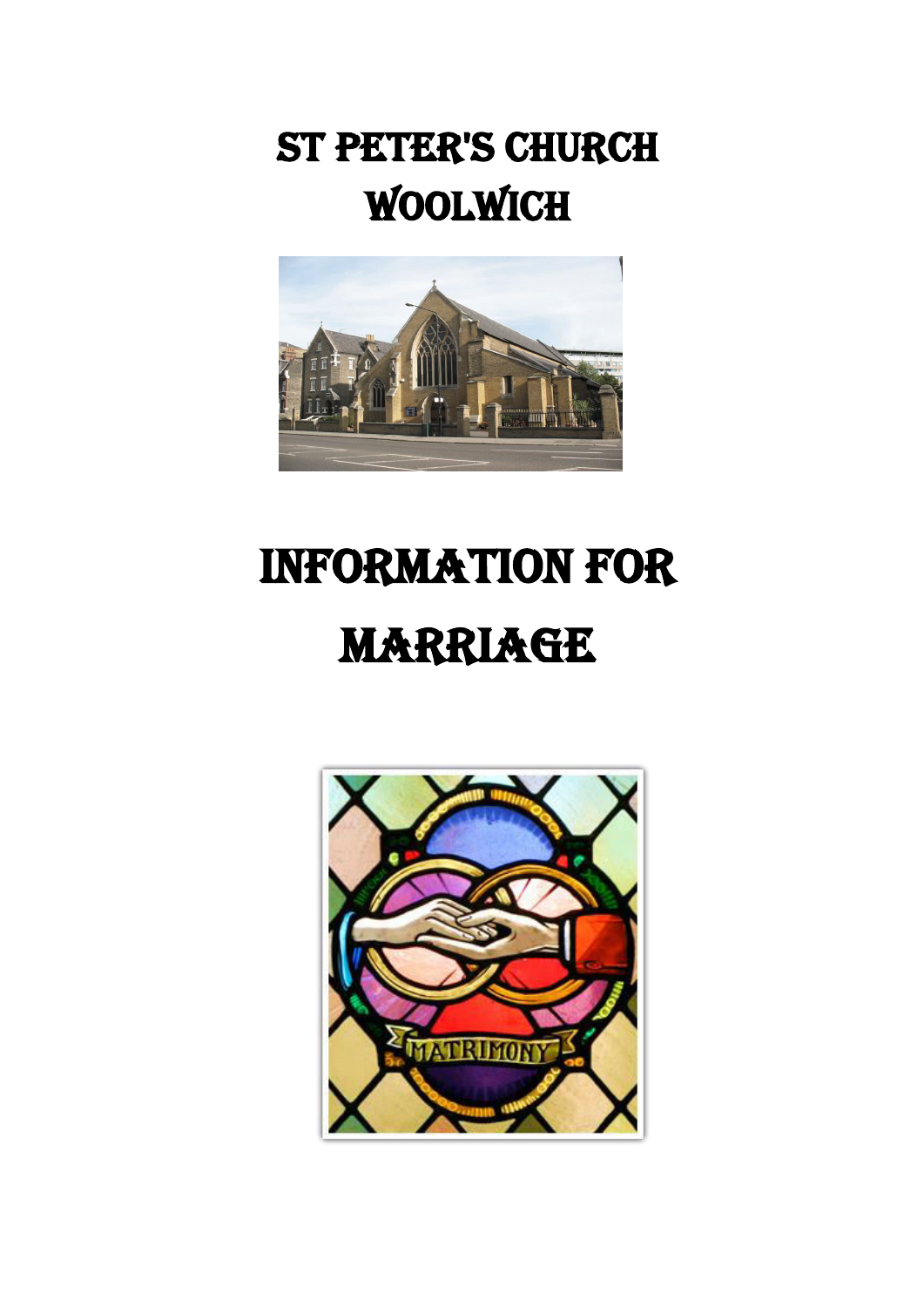# ST PETER'S CHURCH WOOLWICH

# INFORMATION FOR MARRIAGE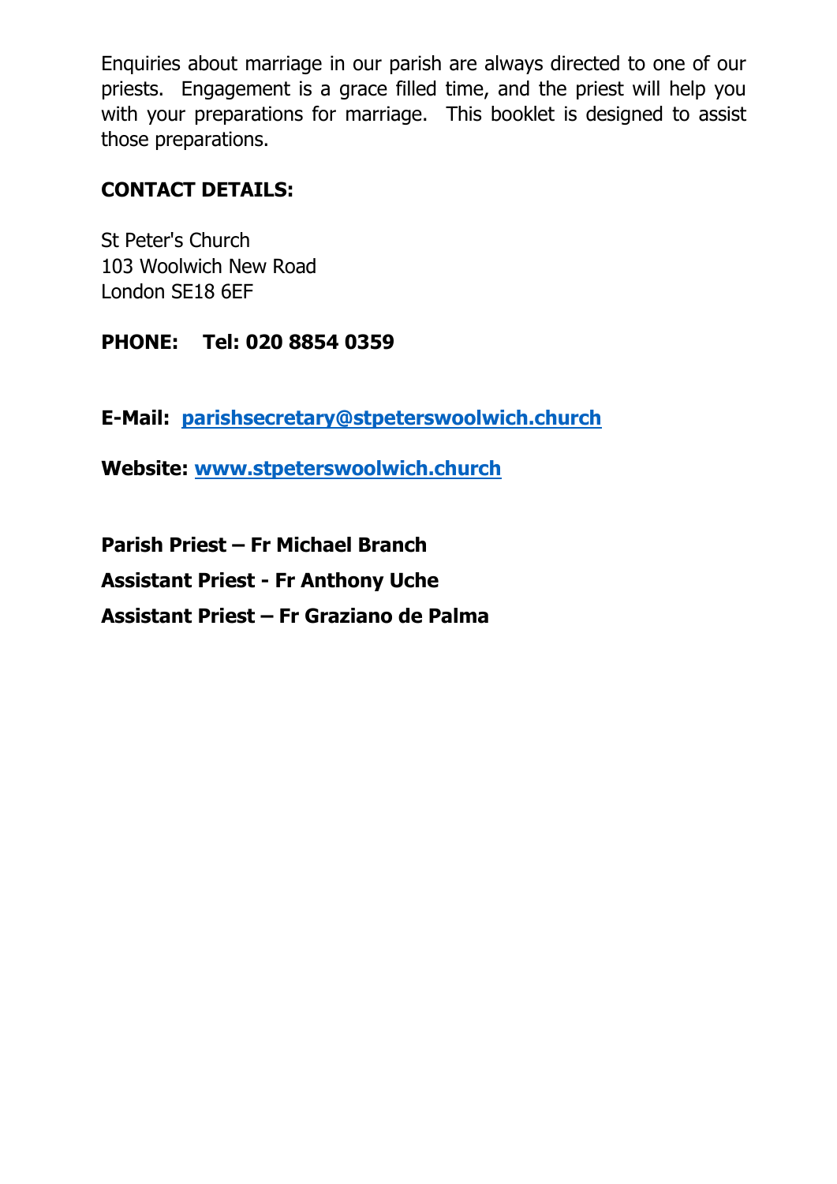Enquiries about marriage in our parish are always directed to one of our priests. Engagement is a grace filled time, and the priest will help you with your preparations for marriage. This booklet is designed to assist those preparations.

**CONTACT DETAILS:**

St Peter's Church
103 Woolwich New Road
London SE18 6EF

**PHONE: Tel: 020 8854 0359**

**E-Mail: [parishsecretary@stpeterswoolwich.church](mailto:parishsecretary@stpeterswoolwich.church)**

**Website: [www.stpeterswoolwich.church](http://www.stpeterswoolwich.church)**

**Parish Priest – Fr Michael Branch**

**Assistant Priest - Fr Anthony Uche**

**Assistant Priest – Fr Graziano de Palma**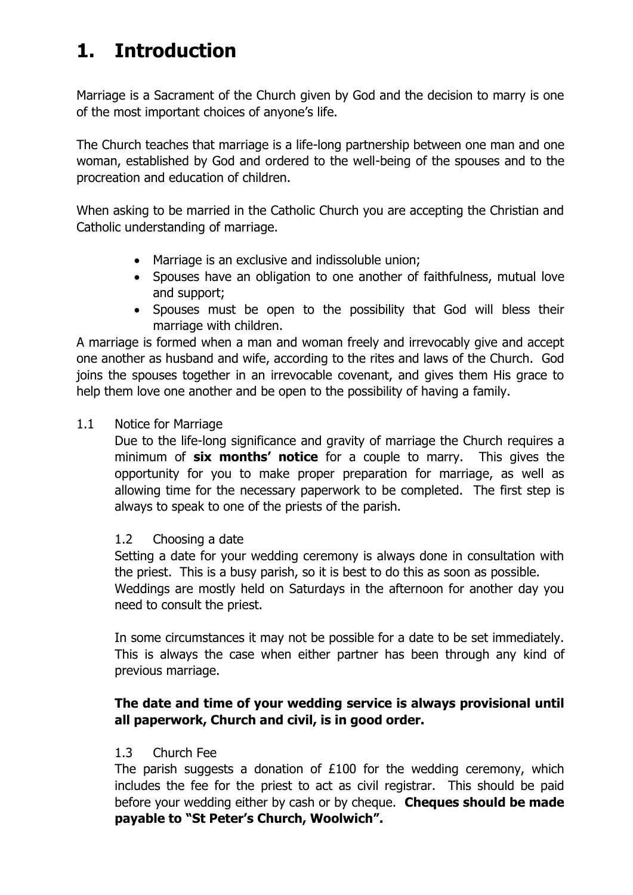# 1. Introduction

Marriage is a Sacrament of the Church given by God and the decision to marry is one of the most important choices of anyone's life.

The Church teaches that marriage is a life-long partnership between one man and one woman, established by God and ordered to the well-being of the spouses and to the procreation and education of children.

When asking to be married in the Catholic Church you are accepting the Christian and Catholic understanding of marriage.

- Marriage is an exclusive and indissoluble union;
- Spouses have an obligation to one another of faithfulness, mutual love and support;
- Spouses must be open to the possibility that God will bless their marriage with children.

A marriage is formed when a man and woman freely and irrevocably give and accept one another as husband and wife, according to the rites and laws of the Church. God joins the spouses together in an irrevocable covenant, and gives them His grace to help them love one another and be open to the possibility of having a family.

1.1 Notice for Marriage

Due to the life-long significance and gravity of marriage the Church requires a minimum of **six months' notice** for a couple to marry. This gives the opportunity for you to make proper preparation for marriage, as well as allowing time for the necessary paperwork to be completed. The first step is always to speak to one of the priests of the parish.

1.2 Choosing a date

Setting a date for your wedding ceremony is always done in consultation with the priest. This is a busy parish, so it is best to do this as soon as possible. Weddings are mostly held on Saturdays in the afternoon for another day you need to consult the priest.

In some circumstances it may not be possible for a date to be set immediately. This is always the case when either partner has been through any kind of previous marriage.

**The date and time of your wedding service is always provisional until all paperwork, Church and civil, is in good order.**

1.3 Church Fee

The parish suggests a donation of £100 for the wedding ceremony, which includes the fee for the priest to act as civil registrar. This should be paid before your wedding either by cash or by cheque. **Cheques should be made payable to "St Peter's Church, Woolwich".**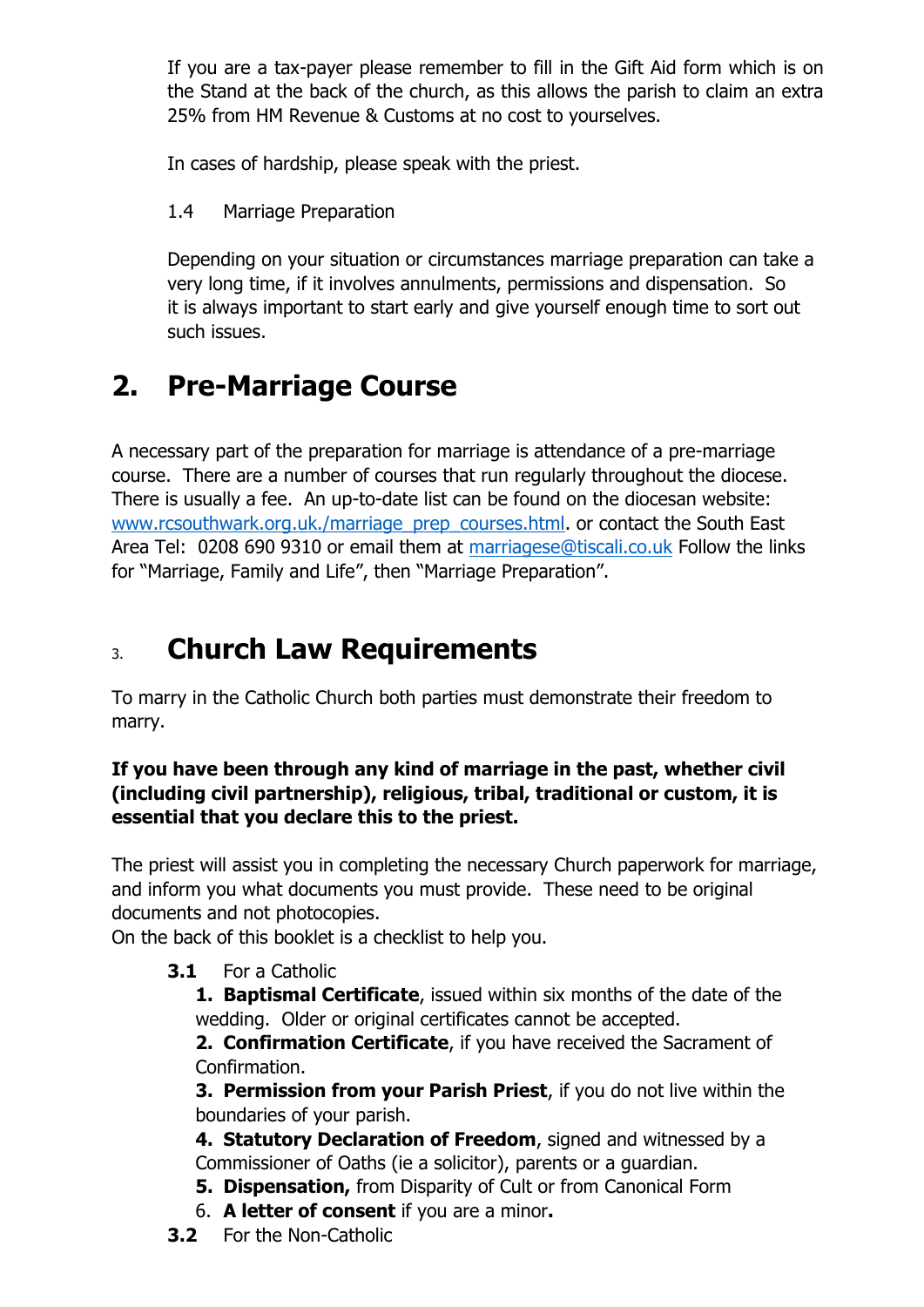If you are a tax-payer please remember to fill in the Gift Aid form which is on the Stand at the back of the church, as this allows the parish to claim an extra 25% from HM Revenue & Customs at no cost to yourselves.

In cases of hardship, please speak with the priest.

1.4 Marriage Preparation

Depending on your situation or circumstances marriage preparation can take a very long time, if it involves annulments, permissions and dispensation. So it is always important to start early and give yourself enough time to sort out such issues.

## 2. Pre-Marriage Course

A necessary part of the preparation for marriage is attendance of a pre-marriage course. There are a number of courses that run regularly throughout the diocese. There is usually a fee. An up-to-date list can be found on the diocesan website: www.rcsouthwark.org.uk./marriage_prep_courses.html. or contact the South East Area Tel: 0208 690 9310 or email them at marriagese@tiscali.co.uk Follow the links for "Marriage, Family and Life", then "Marriage Preparation".

## 3. Church Law Requirements

To marry in the Catholic Church both parties must demonstrate their freedom to marry.

**If you have been through any kind of marriage in the past, whether civil (including civil partnership), religious, tribal, traditional or custom, it is essential that you declare this to the priest.**

The priest will assist you in completing the necessary Church paperwork for marriage, and inform you what documents you must provide. These need to be original documents and not photocopies.
On the back of this booklet is a checklist to help you.

**3.1** For a Catholic

1. **Baptismal Certificate**, issued within six months of the date of the wedding. Older or original certificates cannot be accepted.
2. **Confirmation Certificate**, if you have received the Sacrament of Confirmation.
3. **Permission from your Parish Priest**, if you do not live within the boundaries of your parish.
4. **Statutory Declaration of Freedom**, signed and witnessed by a Commissioner of Oaths (ie a solicitor), parents or a guardian.
5. **Dispensation,** from Disparity of Cult or from Canonical Form
6. **A letter of consent** if you are a minor**.**

**3.2** For the Non-Catholic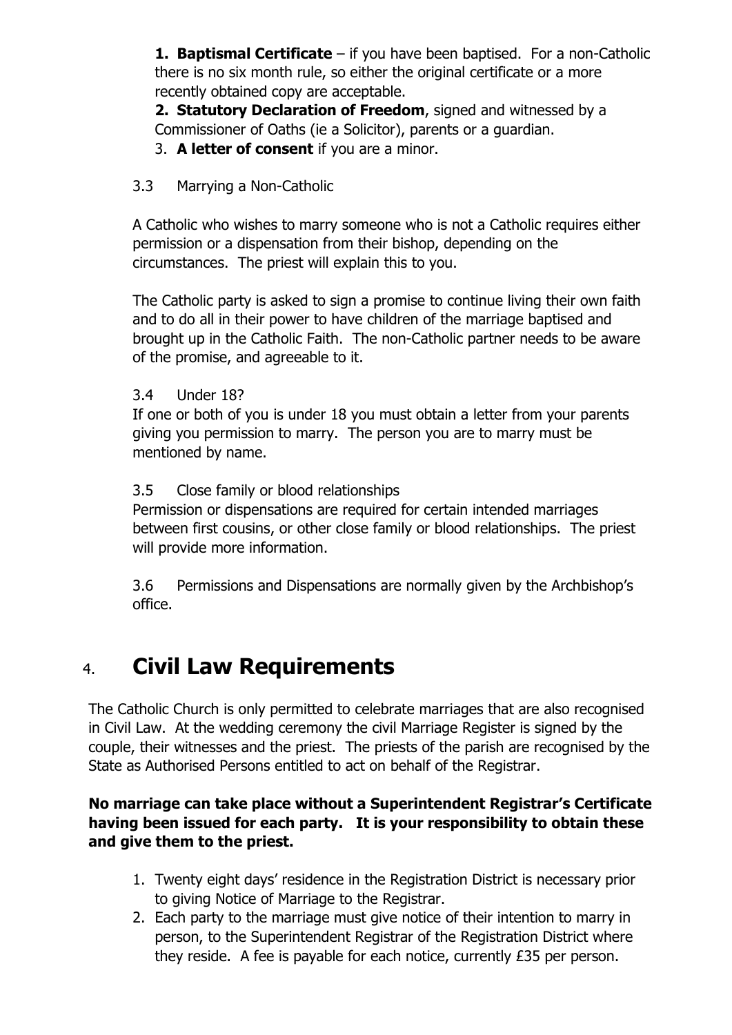1. **Baptismal Certificate** – if you have been baptised. For a non-Catholic there is no six month rule, so either the original certificate or a more recently obtained copy are acceptable.
2. **Statutory Declaration of Freedom**, signed and witnessed by a Commissioner of Oaths (ie a Solicitor), parents or a guardian.
3. **A letter of consent** if you are a minor.

3.3 Marrying a Non-Catholic

A Catholic who wishes to marry someone who is not a Catholic requires either permission or a dispensation from their bishop, depending on the circumstances. The priest will explain this to you.

The Catholic party is asked to sign a promise to continue living their own faith and to do all in their power to have children of the marriage baptised and brought up in the Catholic Faith. The non-Catholic partner needs to be aware of the promise, and agreeable to it.

3.4 Under 18?

If one or both of you is under 18 you must obtain a letter from your parents giving you permission to marry. The person you are to marry must be mentioned by name.

3.5 Close family or blood relationships

Permission or dispensations are required for certain intended marriages between first cousins, or other close family or blood relationships. The priest will provide more information.

3.6 Permissions and Dispensations are normally given by the Archbishop's office.

# 4. Civil Law Requirements

The Catholic Church is only permitted to celebrate marriages that are also recognised in Civil Law. At the wedding ceremony the civil Marriage Register is signed by the couple, their witnesses and the priest. The priests of the parish are recognised by the State as Authorised Persons entitled to act on behalf of the Registrar.

**No marriage can take place without a Superintendent Registrar's Certificate having been issued for each party. It is your responsibility to obtain these and give them to the priest.**

1. Twenty eight days' residence in the Registration District is necessary prior to giving Notice of Marriage to the Registrar.
2. Each party to the marriage must give notice of their intention to marry in person, to the Superintendent Registrar of the Registration District where they reside. A fee is payable for each notice, currently £35 per person.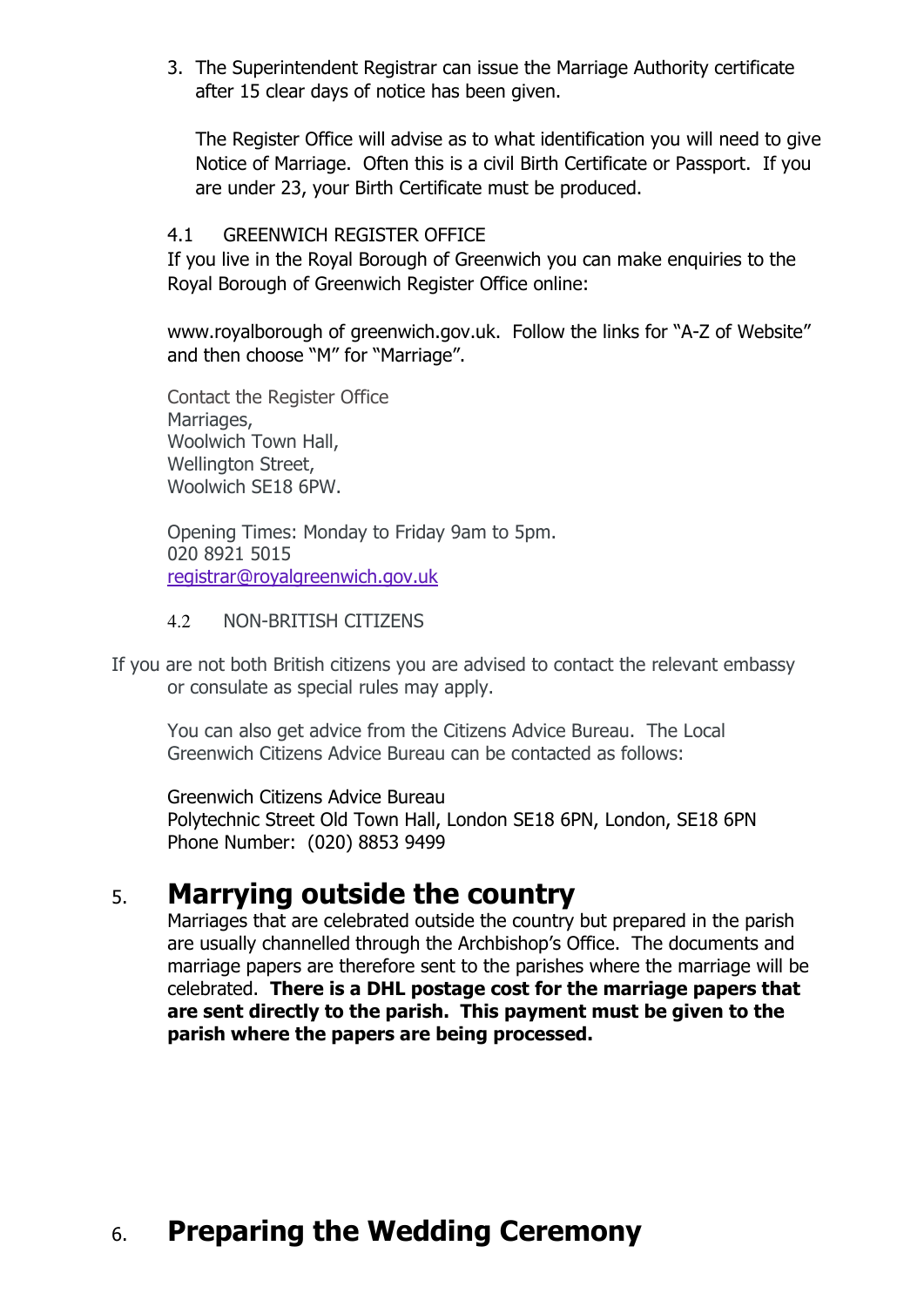3. The Superintendent Registrar can issue the Marriage Authority certificate after 15 clear days of notice has been given.

   The Register Office will advise as to what identification you will need to give Notice of Marriage. Often this is a civil Birth Certificate or Passport. If you are under 23, your Birth Certificate must be produced.

4.1 GREENWICH REGISTER OFFICE

If you live in the Royal Borough of Greenwich you can make enquiries to the Royal Borough of Greenwich Register Office online:

www.royalborough of greenwich.gov.uk. Follow the links for "A-Z of Website" and then choose "M" for "Marriage".

Contact the Register Office
Marriages,
Woolwich Town Hall,
Wellington Street,
Woolwich SE18 6PW.

Opening Times: Monday to Friday 9am to 5pm.
020 8921 5015
registrar@royalgreenwich.gov.uk

4.2 NON-BRITISH CITIZENS

If you are not both British citizens you are advised to contact the relevant embassy or consulate as special rules may apply.

You can also get advice from the Citizens Advice Bureau. The Local Greenwich Citizens Advice Bureau can be contacted as follows:

Greenwich Citizens Advice Bureau
Polytechnic Street Old Town Hall, London SE18 6PN, London, SE18 6PN
Phone Number: (020) 8853 9499

# 5. Marrying outside the country

Marriages that are celebrated outside the country but prepared in the parish are usually channelled through the Archbishop's Office. The documents and marriage papers are therefore sent to the parishes where the marriage will be celebrated. **There is a DHL postage cost for the marriage papers that are sent directly to the parish. This payment must be given to the parish where the papers are being processed.**

# 6. Preparing the Wedding Ceremony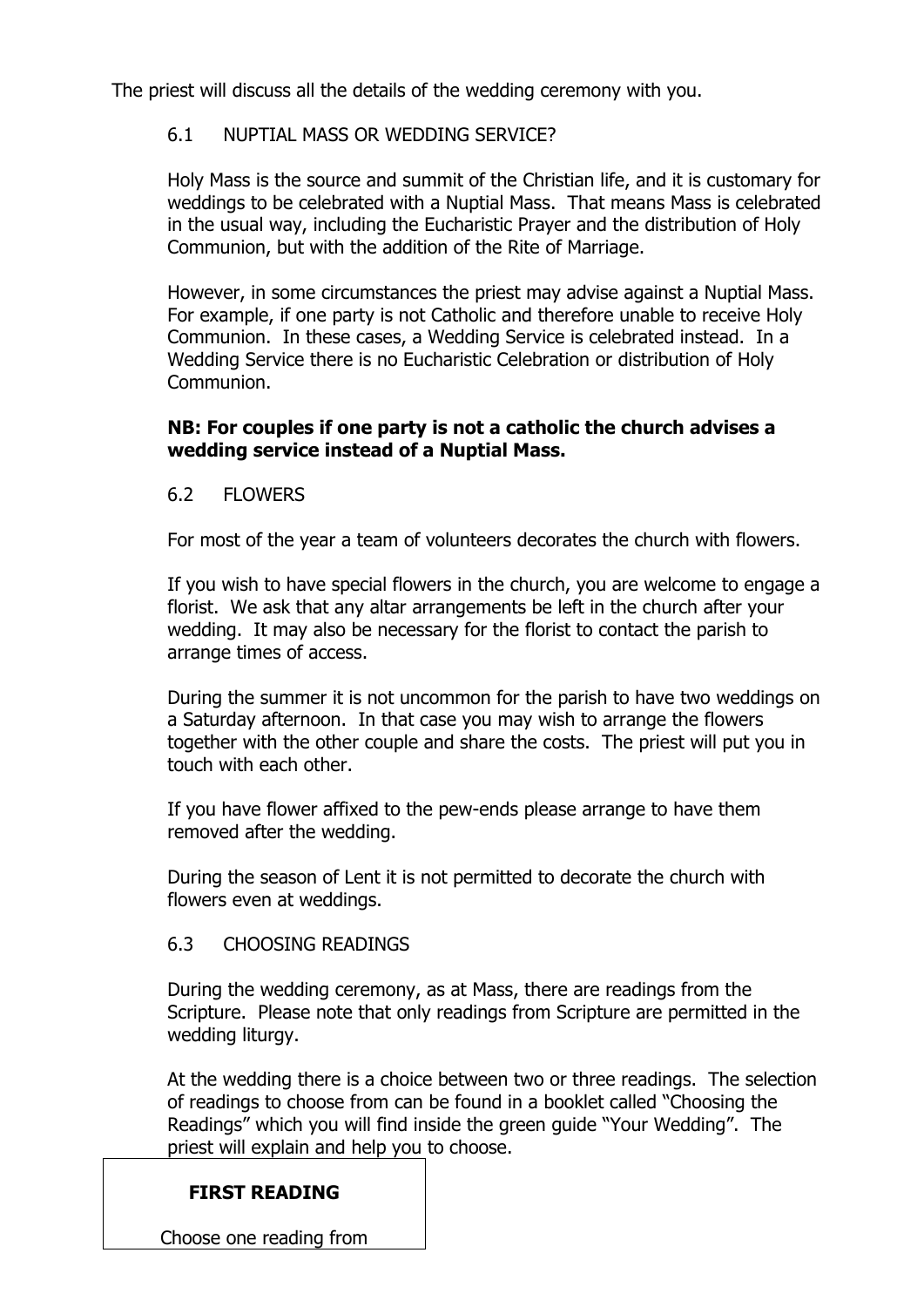The priest will discuss all the details of the wedding ceremony with you.

### 6.1 NUPTIAL MASS OR WEDDING SERVICE?

Holy Mass is the source and summit of the Christian life, and it is customary for weddings to be celebrated with a Nuptial Mass. That means Mass is celebrated in the usual way, including the Eucharistic Prayer and the distribution of Holy Communion, but with the addition of the Rite of Marriage.

However, in some circumstances the priest may advise against a Nuptial Mass. For example, if one party is not Catholic and therefore unable to receive Holy Communion. In these cases, a Wedding Service is celebrated instead. In a Wedding Service there is no Eucharistic Celebration or distribution of Holy Communion.

**NB: For couples if one party is not a catholic the church advises a wedding service instead of a Nuptial Mass.**

### 6.2 FLOWERS

For most of the year a team of volunteers decorates the church with flowers.

If you wish to have special flowers in the church, you are welcome to engage a florist. We ask that any altar arrangements be left in the church after your wedding. It may also be necessary for the florist to contact the parish to arrange times of access.

During the summer it is not uncommon for the parish to have two weddings on a Saturday afternoon. In that case you may wish to arrange the flowers together with the other couple and share the costs. The priest will put you in touch with each other.

If you have flower affixed to the pew-ends please arrange to have them removed after the wedding.

During the season of Lent it is not permitted to decorate the church with flowers even at weddings.

### 6.3 CHOOSING READINGS

During the wedding ceremony, as at Mass, there are readings from the Scripture. Please note that only readings from Scripture are permitted in the wedding liturgy.

At the wedding there is a choice between two or three readings. The selection of readings to choose from can be found in a booklet called "Choosing the Readings" which you will find inside the green guide "Your Wedding". The priest will explain and help you to choose.

**FIRST READING**

Choose one reading from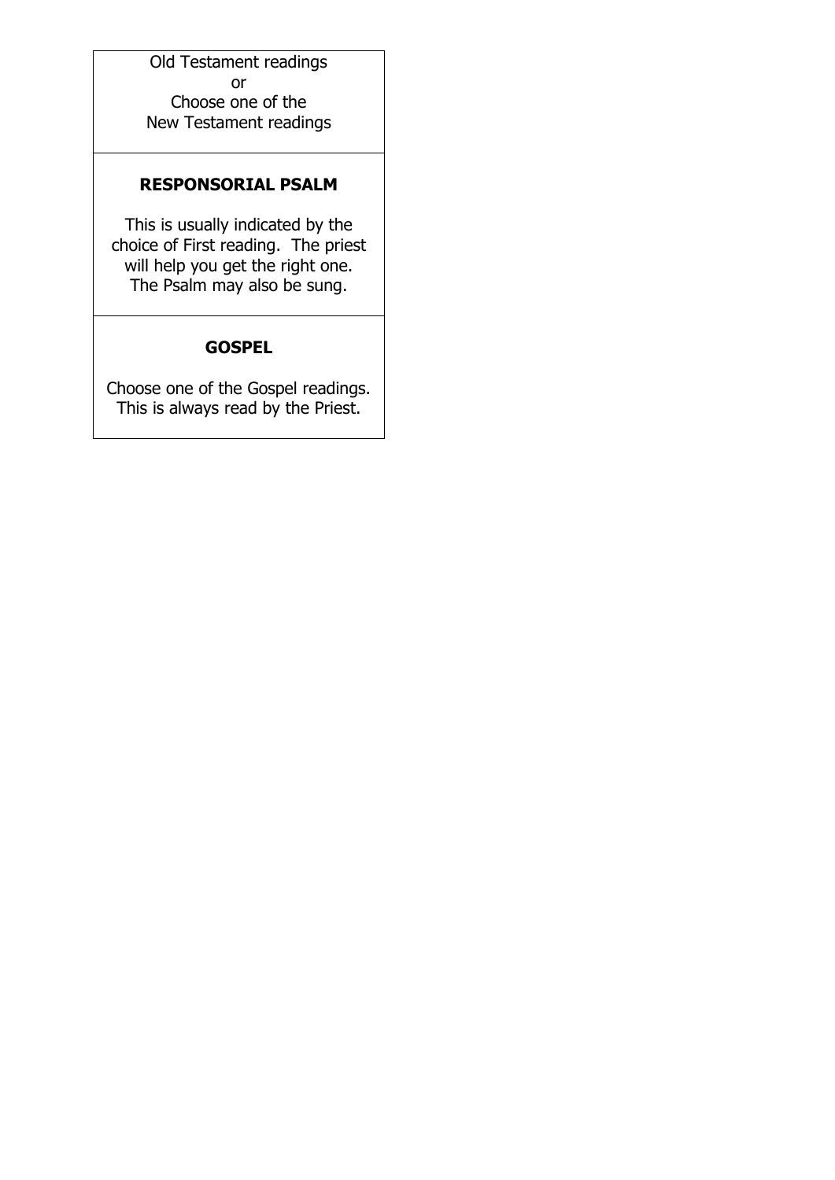Old Testament readings
or
Choose one of the
New Testament readings

### RESPONSORIAL PSALM

This is usually indicated by the choice of First reading. The priest will help you get the right one. The Psalm may also be sung.

### GOSPEL

Choose one of the Gospel readings. This is always read by the Priest.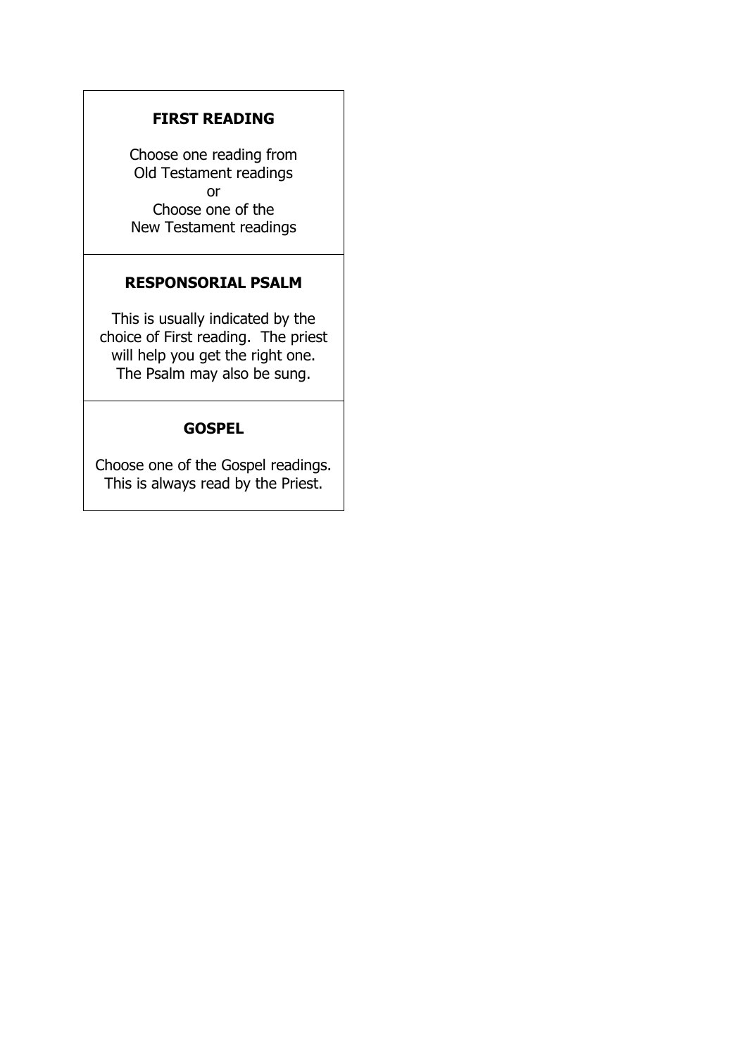**FIRST READING**

Choose one reading from
Old Testament readings
or
Choose one of the
New Testament readings

**RESPONSORIAL PSALM**

This is usually indicated by the choice of First reading. The priest will help you get the right one. The Psalm may also be sung.

**GOSPEL**

Choose one of the Gospel readings. This is always read by the Priest.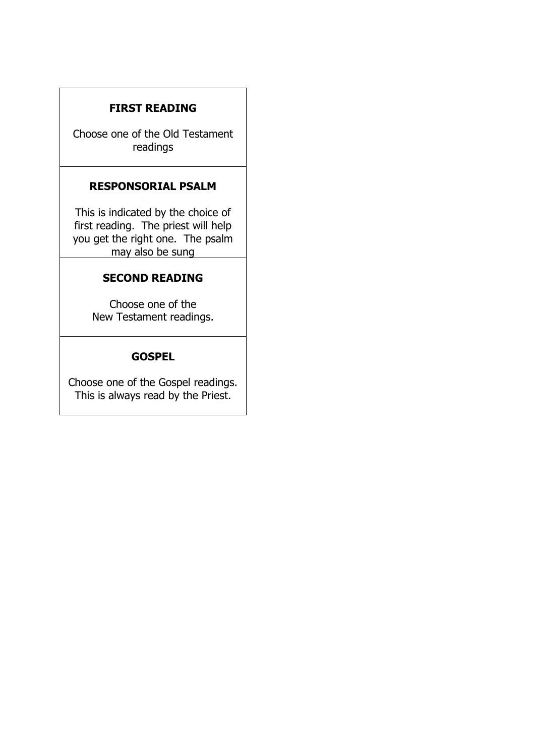**FIRST READING**

Choose one of the Old Testament readings

**RESPONSORIAL PSALM**

This is indicated by the choice of first reading. The priest will help you get the right one. The psalm may also be sung

**SECOND READING**

Choose one of the New Testament readings.

**GOSPEL**

Choose one of the Gospel readings. This is always read by the Priest.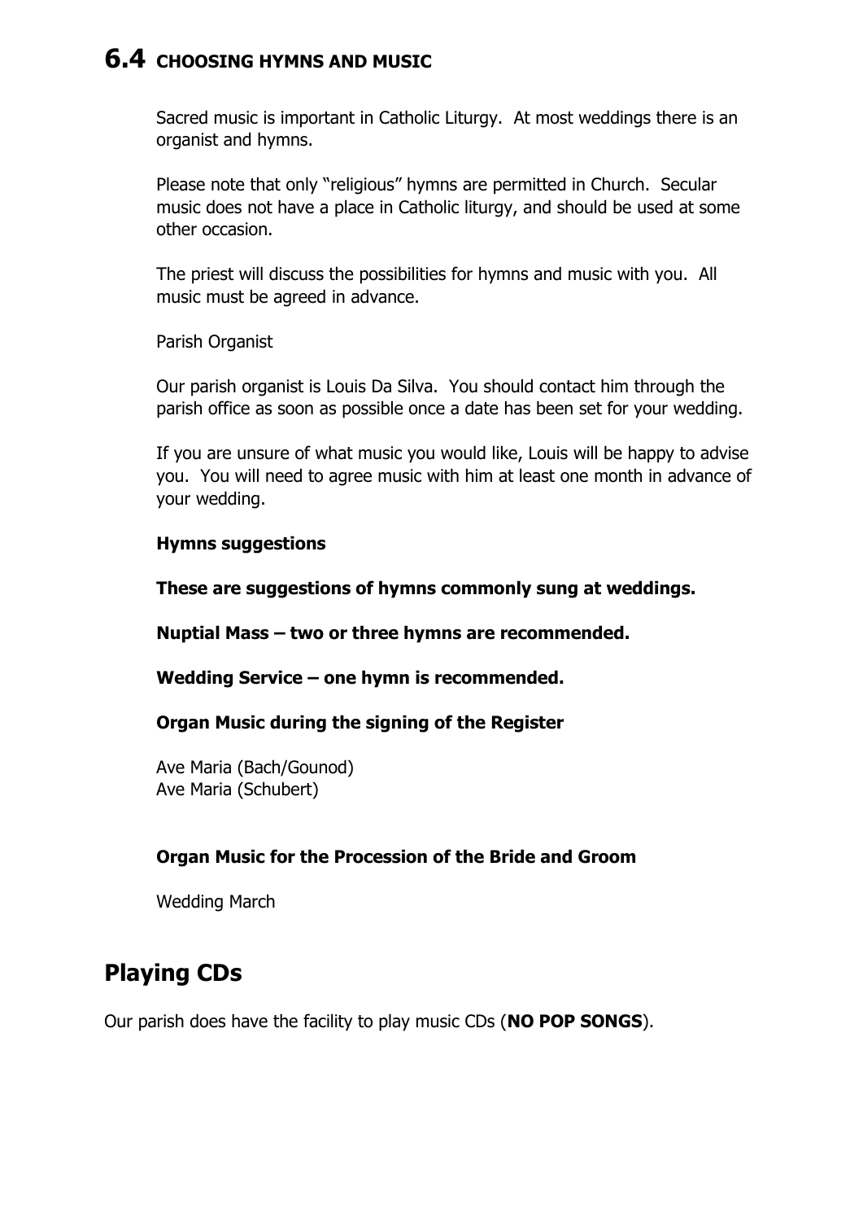## 6.4 CHOOSING HYMNS AND MUSIC

Sacred music is important in Catholic Liturgy. At most weddings there is an organist and hymns.

Please note that only "religious" hymns are permitted in Church. Secular music does not have a place in Catholic liturgy, and should be used at some other occasion.

The priest will discuss the possibilities for hymns and music with you. All music must be agreed in advance.

Parish Organist

Our parish organist is Louis Da Silva. You should contact him through the parish office as soon as possible once a date has been set for your wedding.

If you are unsure of what music you would like, Louis will be happy to advise you. You will need to agree music with him at least one month in advance of your wedding.

**Hymns suggestions**

**These are suggestions of hymns commonly sung at weddings.**

**Nuptial Mass – two or three hymns are recommended.**

**Wedding Service – one hymn is recommended.**

**Organ Music during the signing of the Register**

Ave Maria (Bach/Gounod)
Ave Maria (Schubert)

**Organ Music for the Procession of the Bride and Groom**

Wedding March

## Playing CDs

Our parish does have the facility to play music CDs (**NO POP SONGS**).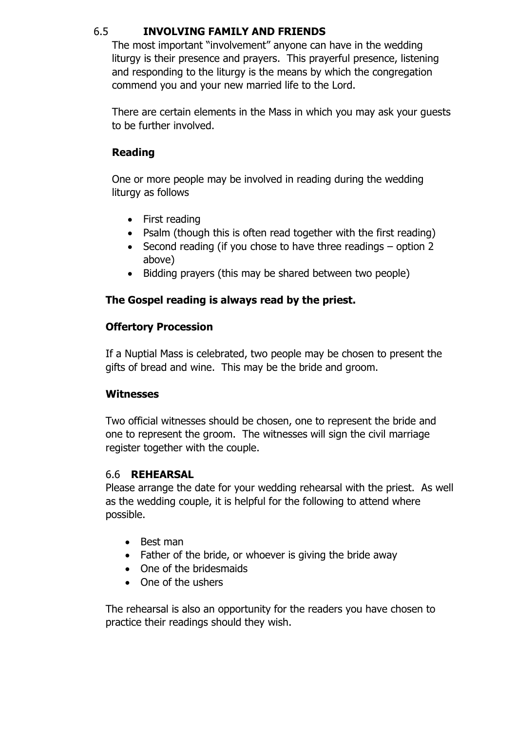## 6.5 INVOLVING FAMILY AND FRIENDS

The most important "involvement" anyone can have in the wedding liturgy is their presence and prayers. This prayerful presence, listening and responding to the liturgy is the means by which the congregation commend you and your new married life to the Lord.

There are certain elements in the Mass in which you may ask your guests to be further involved.

### Reading

One or more people may be involved in reading during the wedding liturgy as follows

- First reading
- Psalm (though this is often read together with the first reading)
- Second reading (if you chose to have three readings – option 2 above)
- Bidding prayers (this may be shared between two people)

**The Gospel reading is always read by the priest.**

### Offertory Procession

If a Nuptial Mass is celebrated, two people may be chosen to present the gifts of bread and wine. This may be the bride and groom.

### Witnesses

Two official witnesses should be chosen, one to represent the bride and one to represent the groom. The witnesses will sign the civil marriage register together with the couple.

## 6.6 REHEARSAL

Please arrange the date for your wedding rehearsal with the priest. As well as the wedding couple, it is helpful for the following to attend where possible.

- Best man
- Father of the bride, or whoever is giving the bride away
- One of the bridesmaids
- One of the ushers

The rehearsal is also an opportunity for the readers you have chosen to practice their readings should they wish.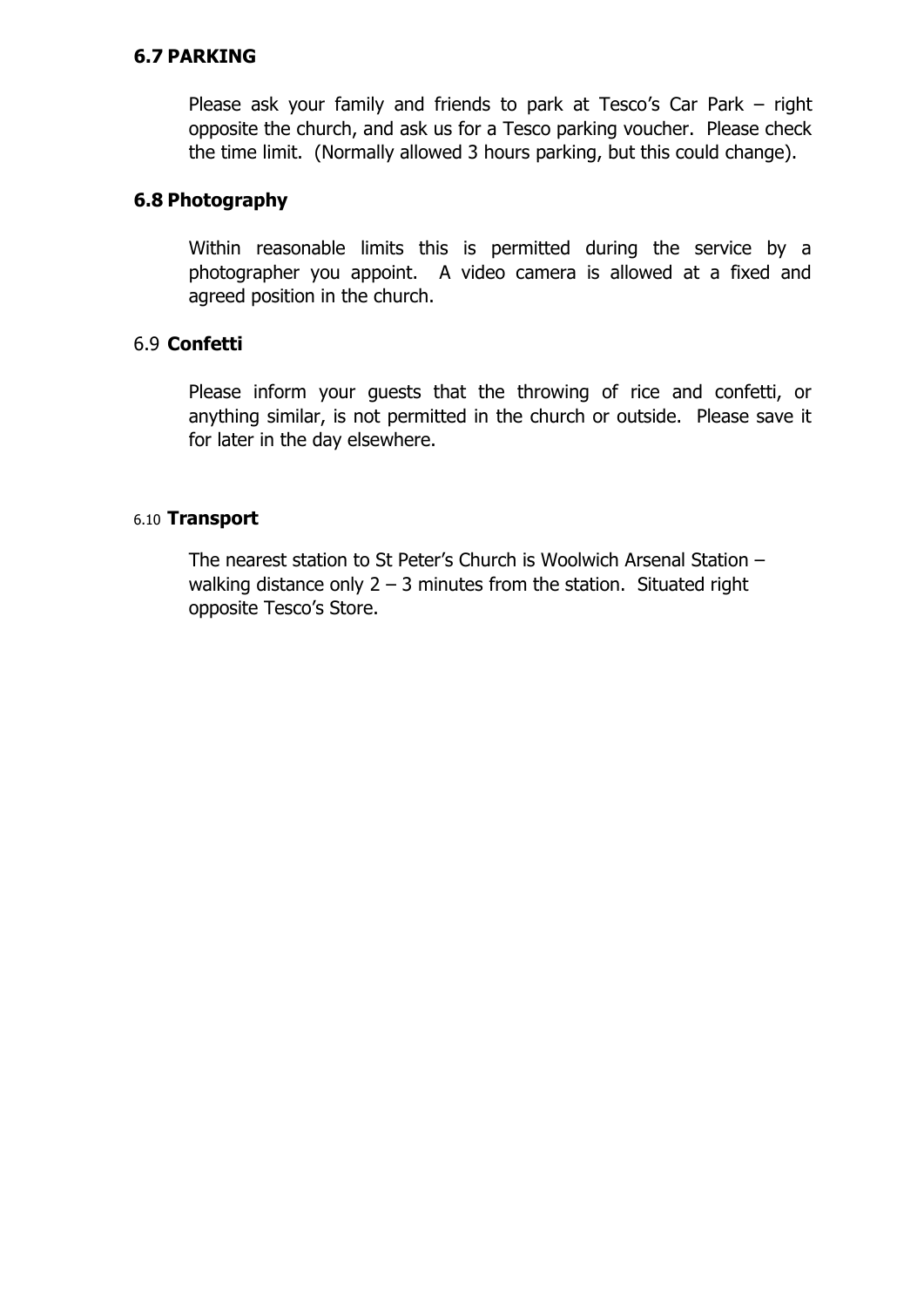### 6.7 PARKING

Please ask your family and friends to park at Tesco's Car Park – right opposite the church, and ask us for a Tesco parking voucher. Please check the time limit. (Normally allowed 3 hours parking, but this could change).

### 6.8 Photography

Within reasonable limits this is permitted during the service by a photographer you appoint. A video camera is allowed at a fixed and agreed position in the church.

### 6.9 Confetti

Please inform your guests that the throwing of rice and confetti, or anything similar, is not permitted in the church or outside. Please save it for later in the day elsewhere.

### 6.10 Transport

The nearest station to St Peter's Church is Woolwich Arsenal Station – walking distance only 2 – 3 minutes from the station. Situated right opposite Tesco's Store.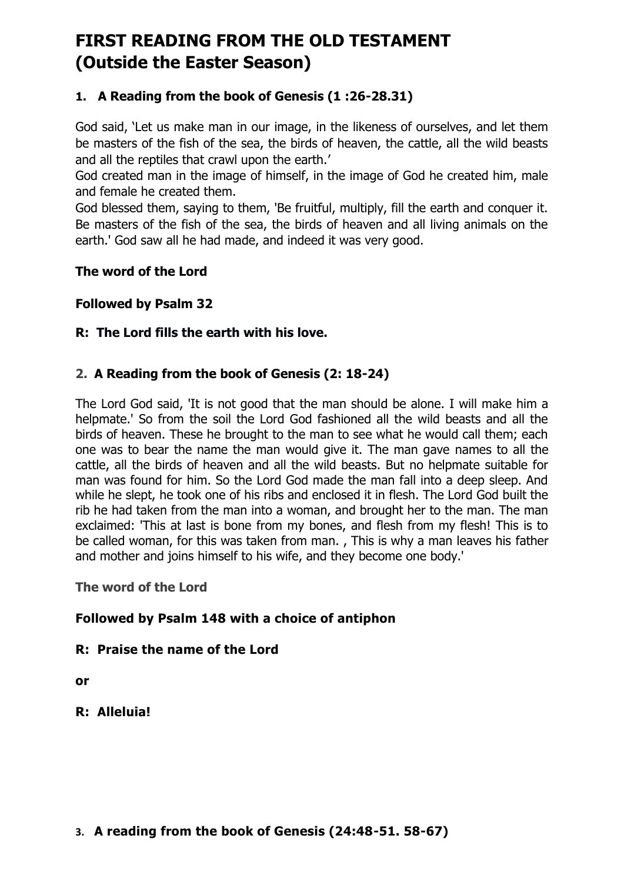# FIRST READING FROM THE OLD TESTAMENT (Outside the Easter Season)

### 1. A Reading from the book of Genesis (1 :26-28.31)

God said, ‘Let us make man in our image, in the likeness of ourselves, and let them be masters of the fish of the sea, the birds of heaven, the cattle, all the wild beasts and all the reptiles that crawl upon the earth.’
God created man in the image of himself, in the image of God he created him, male and female he created them.
God blessed them, saying to them, 'Be fruitful, multiply, fill the earth and conquer it. Be masters of the fish of the sea, the birds of heaven and all living animals on the earth.' God saw all he had made, and indeed it was very good.

**The word of the Lord**

**Followed by Psalm 32**

**R: The Lord fills the earth with his love.**

### 2. A Reading from the book of Genesis (2: 18-24)

The Lord God said, 'It is not good that the man should be alone. I will make him a helpmate.' So from the soil the Lord God fashioned all the wild beasts and all the birds of heaven. These he brought to the man to see what he would call them; each one was to bear the name the man would give it. The man gave names to all the cattle, all the birds of heaven and all the wild beasts. But no helpmate suitable for man was found for him. So the Lord God made the man fall into a deep sleep. And while he slept, he took one of his ribs and enclosed it in flesh. The Lord God built the rib he had taken from the man into a woman, and brought her to the man. The man exclaimed: 'This at last is bone from my bones, and flesh from my flesh! This is to be called woman, for this was taken from man. , This is why a man leaves his father and mother and joins himself to his wife, and they become one body.'

**The word of the Lord**

**Followed by Psalm 148 with a choice of antiphon**

**R: Praise the name of the Lord**

**or**

**R: Alleluia!**

### 3. A reading from the book of Genesis (24:48-51. 58-67)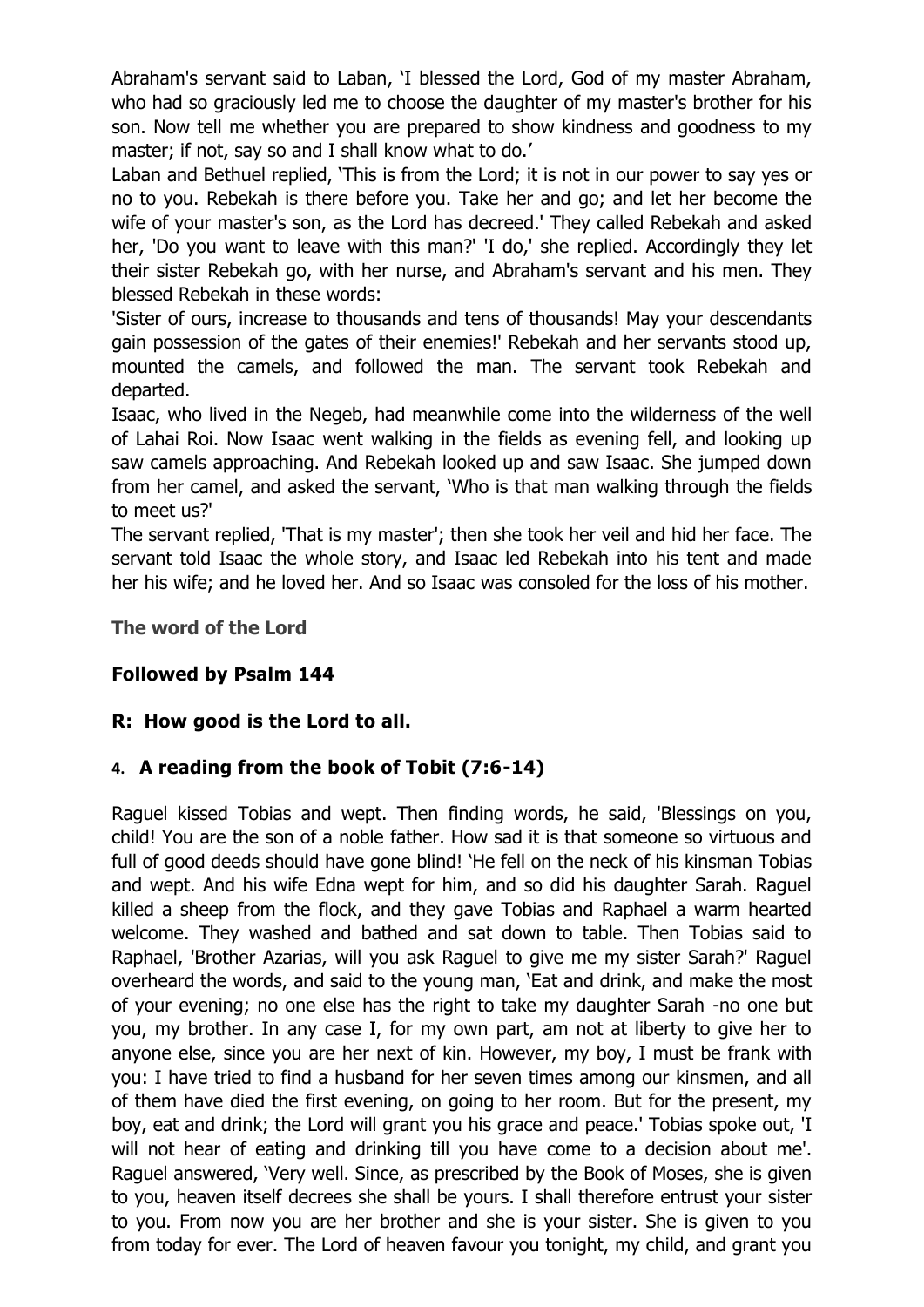Abraham's servant said to Laban, 'I blessed the Lord, God of my master Abraham, who had so graciously led me to choose the daughter of my master's brother for his son. Now tell me whether you are prepared to show kindness and goodness to my master; if not, say so and I shall know what to do.'

Laban and Bethuel replied, 'This is from the Lord; it is not in our power to say yes or no to you. Rebekah is there before you. Take her and go; and let her become the wife of your master's son, as the Lord has decreed.' They called Rebekah and asked her, 'Do you want to leave with this man?' 'I do,' she replied. Accordingly they let their sister Rebekah go, with her nurse, and Abraham's servant and his men. They blessed Rebekah in these words:

'Sister of ours, increase to thousands and tens of thousands! May your descendants gain possession of the gates of their enemies!' Rebekah and her servants stood up, mounted the camels, and followed the man. The servant took Rebekah and departed.

Isaac, who lived in the Negeb, had meanwhile come into the wilderness of the well of Lahai Roi. Now Isaac went walking in the fields as evening fell, and looking up saw camels approaching. And Rebekah looked up and saw Isaac. She jumped down from her camel, and asked the servant, 'Who is that man walking through the fields to meet us?'

The servant replied, 'That is my master'; then she took her veil and hid her face. The servant told Isaac the whole story, and Isaac led Rebekah into his tent and made her his wife; and he loved her. And so Isaac was consoled for the loss of his mother.

**The word of the Lord**

**Followed by Psalm 144**

**R: How good is the Lord to all.**

### 4. A reading from the book of Tobit (7:6-14)

Raguel kissed Tobias and wept. Then finding words, he said, 'Blessings on you, child! You are the son of a noble father. How sad it is that someone so virtuous and full of good deeds should have gone blind! 'He fell on the neck of his kinsman Tobias and wept. And his wife Edna wept for him, and so did his daughter Sarah. Raguel killed a sheep from the flock, and they gave Tobias and Raphael a warm hearted welcome. They washed and bathed and sat down to table. Then Tobias said to Raphael, 'Brother Azarias, will you ask Raguel to give me my sister Sarah?' Raguel overheard the words, and said to the young man, 'Eat and drink, and make the most of your evening; no one else has the right to take my daughter Sarah -no one but you, my brother. In any case I, for my own part, am not at liberty to give her to anyone else, since you are her next of kin. However, my boy, I must be frank with you: I have tried to find a husband for her seven times among our kinsmen, and all of them have died the first evening, on going to her room. But for the present, my boy, eat and drink; the Lord will grant you his grace and peace.' Tobias spoke out, 'I will not hear of eating and drinking till you have come to a decision about me'. Raguel answered, 'Very well. Since, as prescribed by the Book of Moses, she is given to you, heaven itself decrees she shall be yours. I shall therefore entrust your sister to you. From now you are her brother and she is your sister. She is given to you from today for ever. The Lord of heaven favour you tonight, my child, and grant you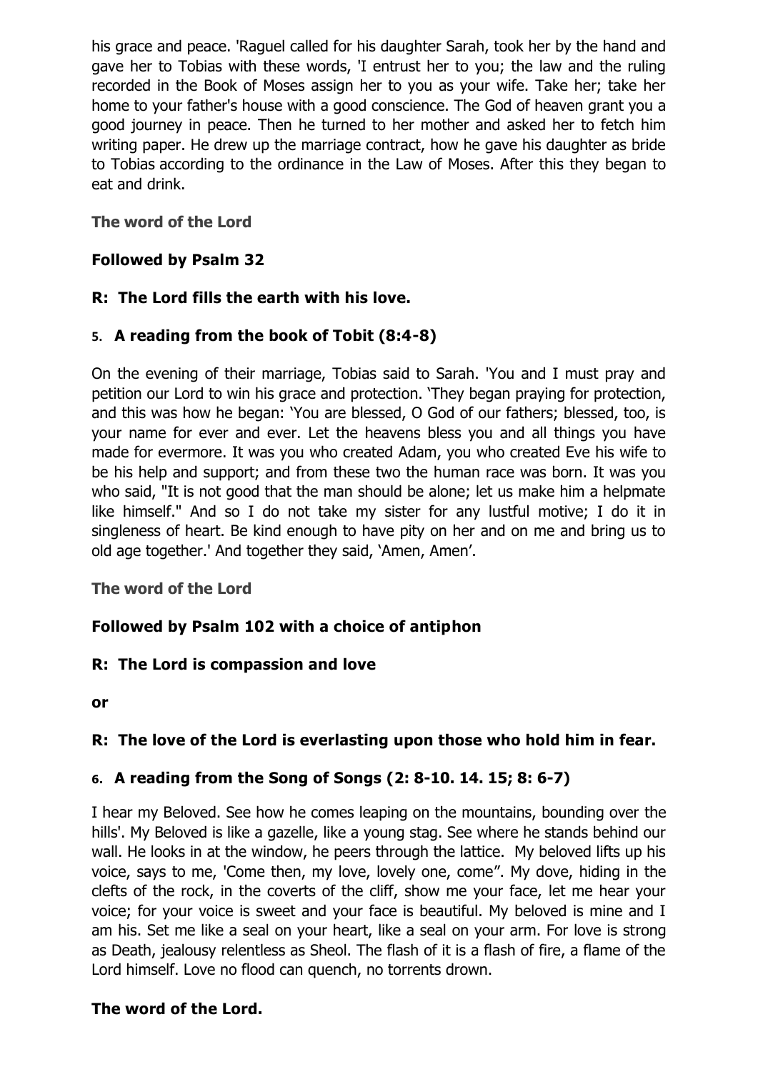his grace and peace. 'Raguel called for his daughter Sarah, took her by the hand and gave her to Tobias with these words, 'I entrust her to you; the law and the ruling recorded in the Book of Moses assign her to you as your wife. Take her; take her home to your father's house with a good conscience. The God of heaven grant you a good journey in peace. Then he turned to her mother and asked her to fetch him writing paper. He drew up the marriage contract, how he gave his daughter as bride to Tobias according to the ordinance in the Law of Moses. After this they began to eat and drink.

**The word of the Lord**

**Followed by Psalm 32**

**R: The Lord fills the earth with his love.**

**5. A reading from the book of Tobit (8:4-8)**

On the evening of their marriage, Tobias said to Sarah. 'You and I must pray and petition our Lord to win his grace and protection. 'They began praying for protection, and this was how he began: 'You are blessed, O God of our fathers; blessed, too, is your name for ever and ever. Let the heavens bless you and all things you have made for evermore. It was you who created Adam, you who created Eve his wife to be his help and support; and from these two the human race was born. It was you who said, "It is not good that the man should be alone; let us make him a helpmate like himself." And so I do not take my sister for any lustful motive; I do it in singleness of heart. Be kind enough to have pity on her and on me and bring us to old age together.' And together they said, 'Amen, Amen'.

**The word of the Lord**

**Followed by Psalm 102 with a choice of antiphon**

**R: The Lord is compassion and love**

**or**

**R: The love of the Lord is everlasting upon those who hold him in fear.**

**6. A reading from the Song of Songs (2: 8-10. 14. 15; 8: 6-7)**

I hear my Beloved. See how he comes leaping on the mountains, bounding over the hills'. My Beloved is like a gazelle, like a young stag. See where he stands behind our wall. He looks in at the window, he peers through the lattice. My beloved lifts up his voice, says to me, 'Come then, my love, lovely one, come". My dove, hiding in the clefts of the rock, in the coverts of the cliff, show me your face, let me hear your voice; for your voice is sweet and your face is beautiful. My beloved is mine and I am his. Set me like a seal on your heart, like a seal on your arm. For love is strong as Death, jealousy relentless as Sheol. The flash of it is a flash of fire, a flame of the Lord himself. Love no flood can quench, no torrents drown.

**The word of the Lord.**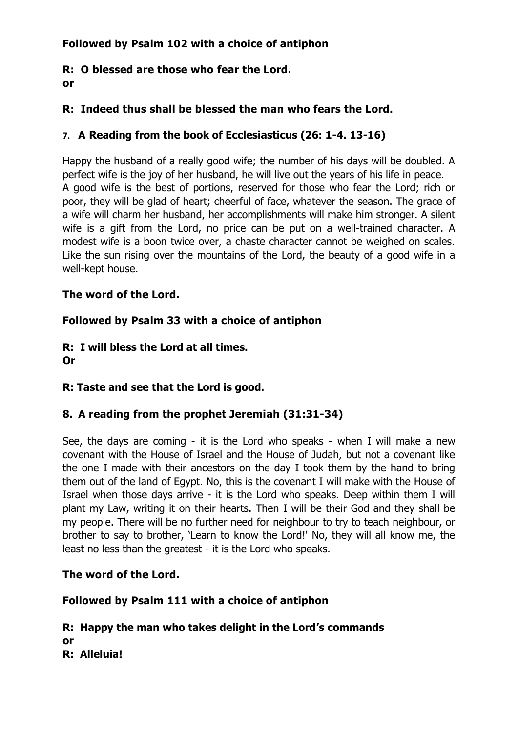**Followed by Psalm 102 with a choice of antiphon**

**R: O blessed are those who fear the Lord.**
**or**

**R: Indeed thus shall be blessed the man who fears the Lord.**

### 7. A Reading from the book of Ecclesiasticus (26: 1-4. 13-16)

Happy the husband of a really good wife; the number of his days will be doubled. A perfect wife is the joy of her husband, he will live out the years of his life in peace.
A good wife is the best of portions, reserved for those who fear the Lord; rich or poor, they will be glad of heart; cheerful of face, whatever the season. The grace of a wife will charm her husband, her accomplishments will make him stronger. A silent wife is a gift from the Lord, no price can be put on a well-trained character. A modest wife is a boon twice over, a chaste character cannot be weighed on scales. Like the sun rising over the mountains of the Lord, the beauty of a good wife in a well-kept house.

**The word of the Lord.**

**Followed by Psalm 33 with a choice of antiphon**

**R: I will bless the Lord at all times.**
**Or**

**R: Taste and see that the Lord is good.**

### 8. A reading from the prophet Jeremiah (31:31-34)

See, the days are coming - it is the Lord who speaks - when I will make a new covenant with the House of Israel and the House of Judah, but not a covenant like the one I made with their ancestors on the day I took them by the hand to bring them out of the land of Egypt. No, this is the covenant I will make with the House of Israel when those days arrive - it is the Lord who speaks. Deep within them I will plant my Law, writing it on their hearts. Then I will be their God and they shall be my people. There will be no further need for neighbour to try to teach neighbour, or brother to say to brother, 'Learn to know the Lord!' No, they will all know me, the least no less than the greatest - it is the Lord who speaks.

**The word of the Lord.**

**Followed by Psalm 111 with a choice of antiphon**

**R: Happy the man who takes delight in the Lord's commands**
**or**
**R: Alleluia!**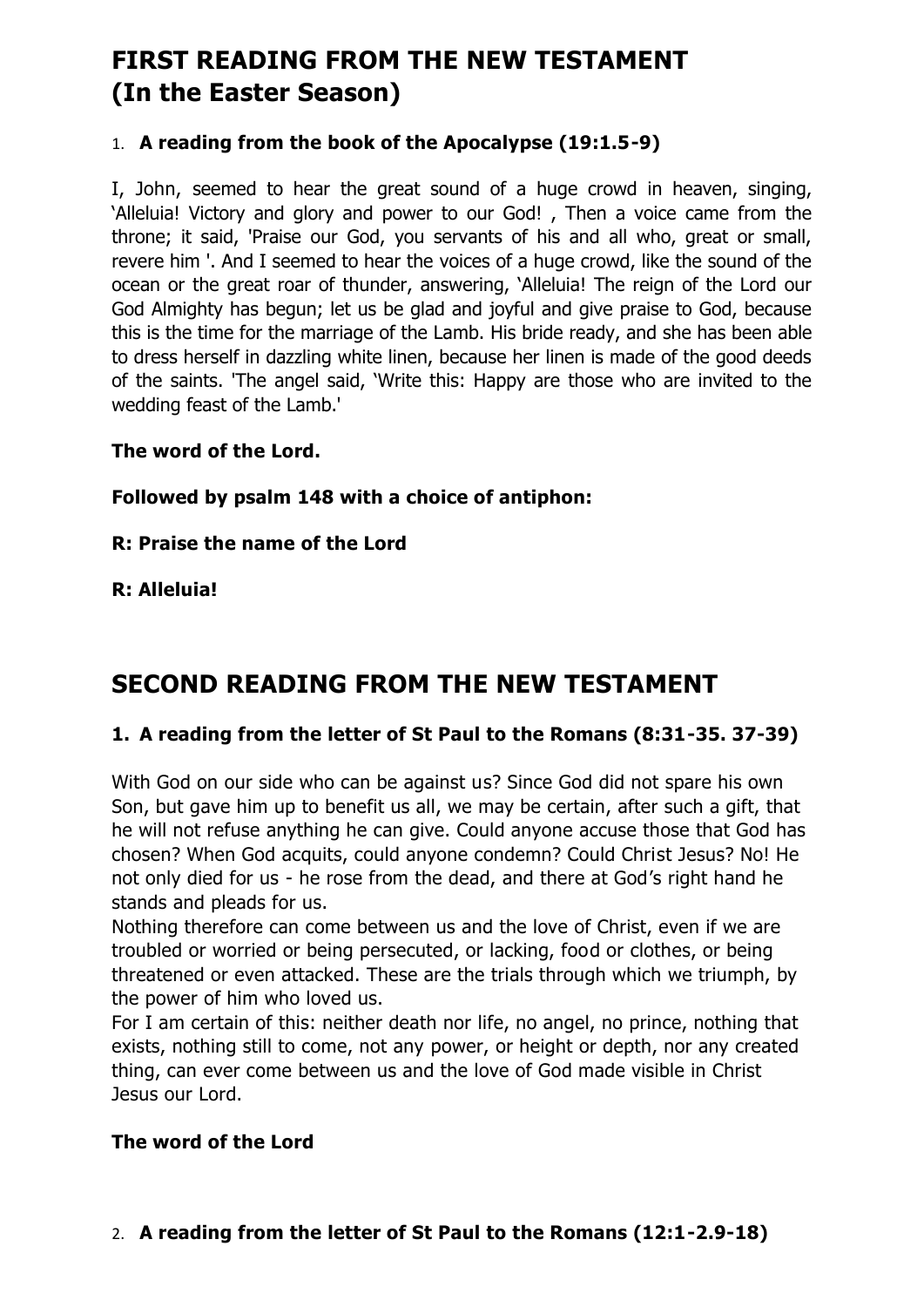# FIRST READING FROM THE NEW TESTAMENT (In the Easter Season)

1. **A reading from the book of the Apocalypse (19:1.5-9)**

I, John, seemed to hear the great sound of a huge crowd in heaven, singing, 'Alleluia! Victory and glory and power to our God! , Then a voice came from the throne; it said, 'Praise our God, you servants of his and all who, great or small, revere him '. And I seemed to hear the voices of a huge crowd, like the sound of the ocean or the great roar of thunder, answering, 'Alleluia! The reign of the Lord our God Almighty has begun; let us be glad and joyful and give praise to God, because this is the time for the marriage of the Lamb. His bride ready, and she has been able to dress herself in dazzling white linen, because her linen is made of the good deeds of the saints. 'The angel said, 'Write this: Happy are those who are invited to the wedding feast of the Lamb.'

**The word of the Lord.**

**Followed by psalm 148 with a choice of antiphon:**

**R: Praise the name of the Lord**

**R: Alleluia!**

# SECOND READING FROM THE NEW TESTAMENT

**1. A reading from the letter of St Paul to the Romans (8:31-35. 37-39)**

With God on our side who can be against us? Since God did not spare his own Son, but gave him up to benefit us all, we may be certain, after such a gift, that he will not refuse anything he can give. Could anyone accuse those that God has chosen? When God acquits, could anyone condemn? Could Christ Jesus? No! He not only died for us - he rose from the dead, and there at God's right hand he stands and pleads for us.

Nothing therefore can come between us and the love of Christ, even if we are troubled or worried or being persecuted, or lacking, food or clothes, or being threatened or even attacked. These are the trials through which we triumph, by the power of him who loved us.

For I am certain of this: neither death nor life, no angel, no prince, nothing that exists, nothing still to come, not any power, or height or depth, nor any created thing, can ever come between us and the love of God made visible in Christ Jesus our Lord.

**The word of the Lord**

2. **A reading from the letter of St Paul to the Romans (12:1-2.9-18)**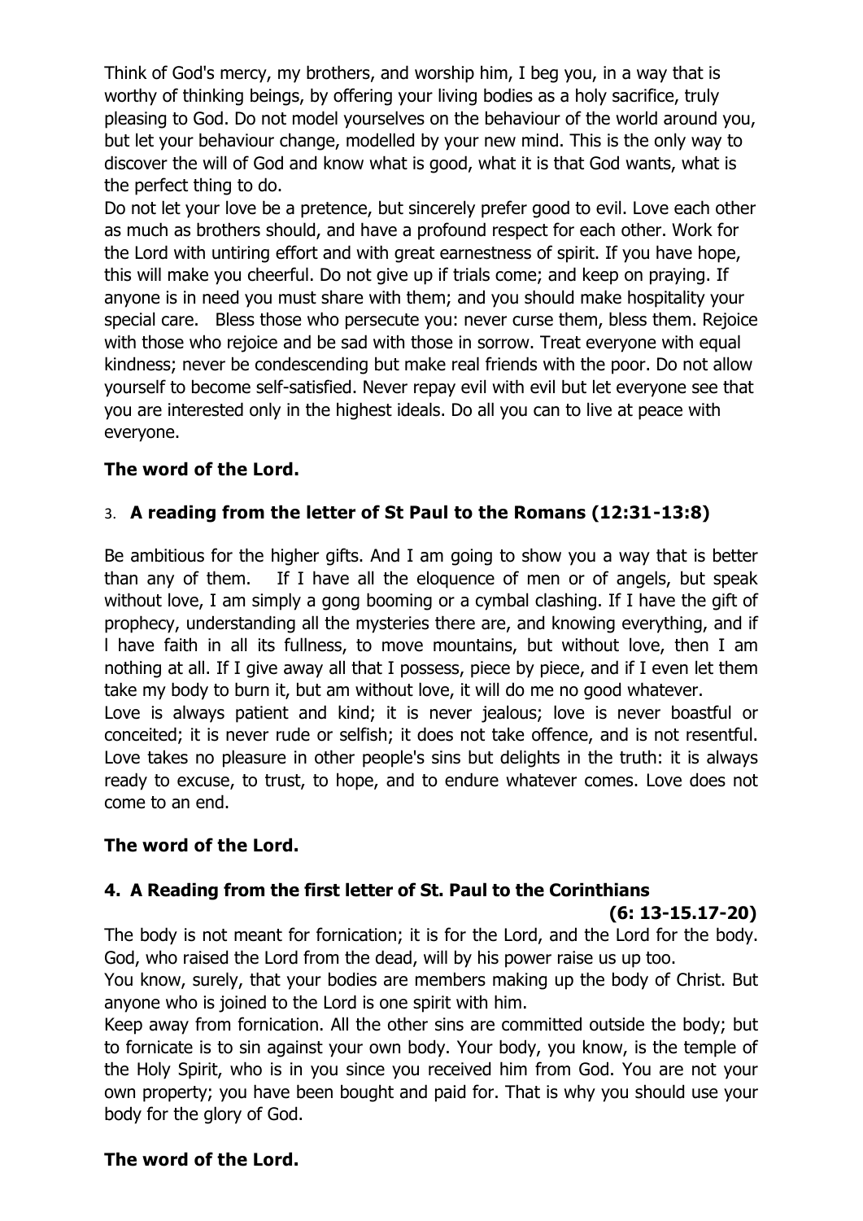Think of God's mercy, my brothers, and worship him, I beg you, in a way that is worthy of thinking beings, by offering your living bodies as a holy sacrifice, truly pleasing to God. Do not model yourselves on the behaviour of the world around you, but let your behaviour change, modelled by your new mind. This is the only way to discover the will of God and know what is good, what it is that God wants, what is the perfect thing to do.

Do not let your love be a pretence, but sincerely prefer good to evil. Love each other as much as brothers should, and have a profound respect for each other. Work for the Lord with untiring effort and with great earnestness of spirit. If you have hope, this will make you cheerful. Do not give up if trials come; and keep on praying. If anyone is in need you must share with them; and you should make hospitality your special care. Bless those who persecute you: never curse them, bless them. Rejoice with those who rejoice and be sad with those in sorrow. Treat everyone with equal kindness; never be condescending but make real friends with the poor. Do not allow yourself to become self-satisfied. Never repay evil with evil but let everyone see that you are interested only in the highest ideals. Do all you can to live at peace with everyone.

**The word of the Lord.**

3. **A reading from the letter of St Paul to the Romans (12:31-13:8)**

Be ambitious for the higher gifts. And I am going to show you a way that is better than any of them. If I have all the eloquence of men or of angels, but speak without love, I am simply a gong booming or a cymbal clashing. If I have the gift of prophecy, understanding all the mysteries there are, and knowing everything, and if I have faith in all its fullness, to move mountains, but without love, then I am nothing at all. If I give away all that I possess, piece by piece, and if I even let them take my body to burn it, but am without love, it will do me no good whatever.

Love is always patient and kind; it is never jealous; love is never boastful or conceited; it is never rude or selfish; it does not take offence, and is not resentful. Love takes no pleasure in other people's sins but delights in the truth: it is always ready to excuse, to trust, to hope, and to endure whatever comes. Love does not come to an end.

**The word of the Lord.**

**4. A Reading from the first letter of St. Paul to the Corinthians (6: 13-15.17-20)**

The body is not meant for fornication; it is for the Lord, and the Lord for the body. God, who raised the Lord from the dead, will by his power raise us up too.

You know, surely, that your bodies are members making up the body of Christ. But anyone who is joined to the Lord is one spirit with him.

Keep away from fornication. All the other sins are committed outside the body; but to fornicate is to sin against your own body. Your body, you know, is the temple of the Holy Spirit, who is in you since you received him from God. You are not your own property; you have been bought and paid for. That is why you should use your body for the glory of God.

**The word of the Lord.**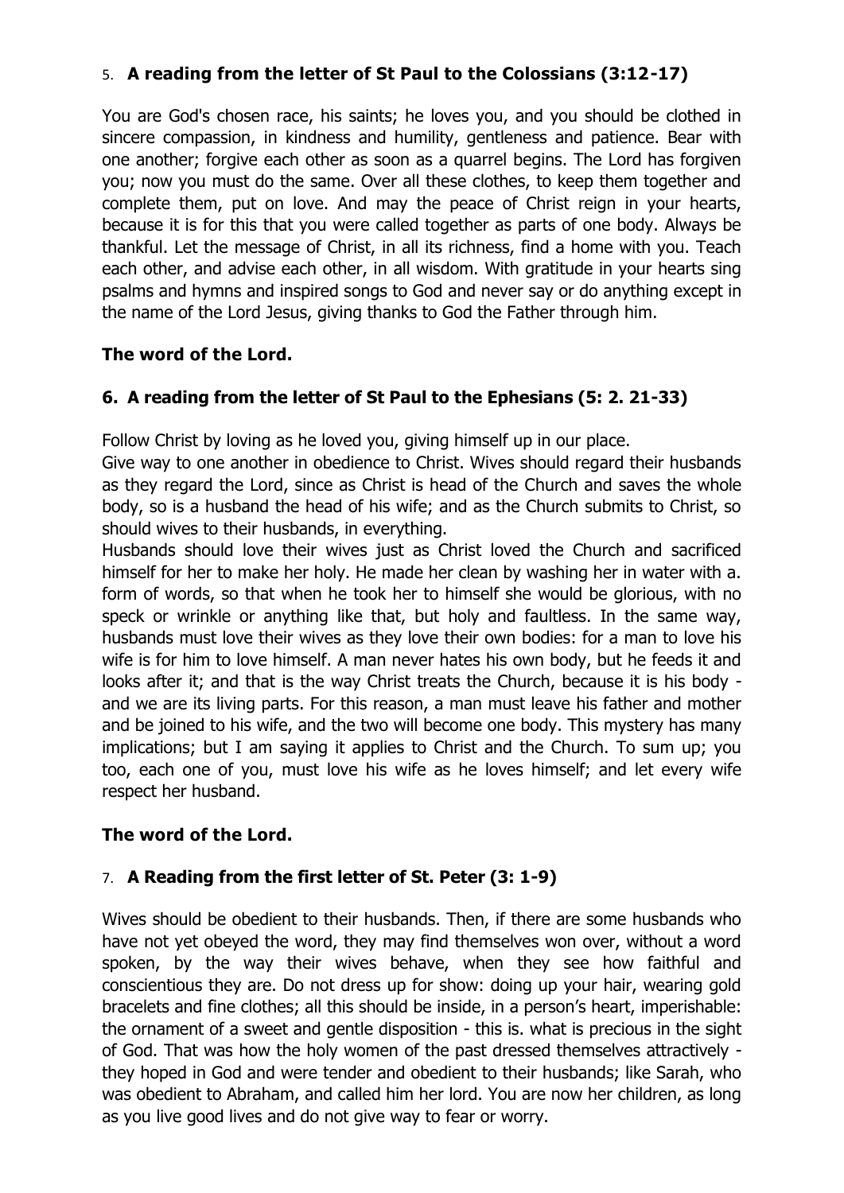5. **A reading from the letter of St Paul to the Colossians (3:12-17)**

You are God's chosen race, his saints; he loves you, and you should be clothed in sincere compassion, in kindness and humility, gentleness and patience. Bear with one another; forgive each other as soon as a quarrel begins. The Lord has forgiven you; now you must do the same. Over all these clothes, to keep them together and complete them, put on love. And may the peace of Christ reign in your hearts, because it is for this that you were called together as parts of one body. Always be thankful. Let the message of Christ, in all its richness, find a home with you. Teach each other, and advise each other, in all wisdom. With gratitude in your hearts sing psalms and hymns and inspired songs to God and never say or do anything except in the name of the Lord Jesus, giving thanks to God the Father through him.

**The word of the Lord.**

**6. A reading from the letter of St Paul to the Ephesians (5: 2. 21-33)**

Follow Christ by loving as he loved you, giving himself up in our place.

Give way to one another in obedience to Christ. Wives should regard their husbands as they regard the Lord, since as Christ is head of the Church and saves the whole body, so is a husband the head of his wife; and as the Church submits to Christ, so should wives to their husbands, in everything.

Husbands should love their wives just as Christ loved the Church and sacrificed himself for her to make her holy. He made her clean by washing her in water with a. form of words, so that when he took her to himself she would be glorious, with no speck or wrinkle or anything like that, but holy and faultless. In the same way, husbands must love their wives as they love their own bodies: for a man to love his wife is for him to love himself. A man never hates his own body, but he feeds it and looks after it; and that is the way Christ treats the Church, because it is his body - and we are its living parts. For this reason, a man must leave his father and mother and be joined to his wife, and the two will become one body. This mystery has many implications; but I am saying it applies to Christ and the Church. To sum up; you too, each one of you, must love his wife as he loves himself; and let every wife respect her husband.

**The word of the Lord.**

7. **A Reading from the first letter of St. Peter (3: 1-9)**

Wives should be obedient to their husbands. Then, if there are some husbands who have not yet obeyed the word, they may find themselves won over, without a word spoken, by the way their wives behave, when they see how faithful and conscientious they are. Do not dress up for show: doing up your hair, wearing gold bracelets and fine clothes; all this should be inside, in a person's heart, imperishable: the ornament of a sweet and gentle disposition - this is. what is precious in the sight of God. That was how the holy women of the past dressed themselves attractively - they hoped in God and were tender and obedient to their husbands; like Sarah, who was obedient to Abraham, and called him her lord. You are now her children, as long as you live good lives and do not give way to fear or worry.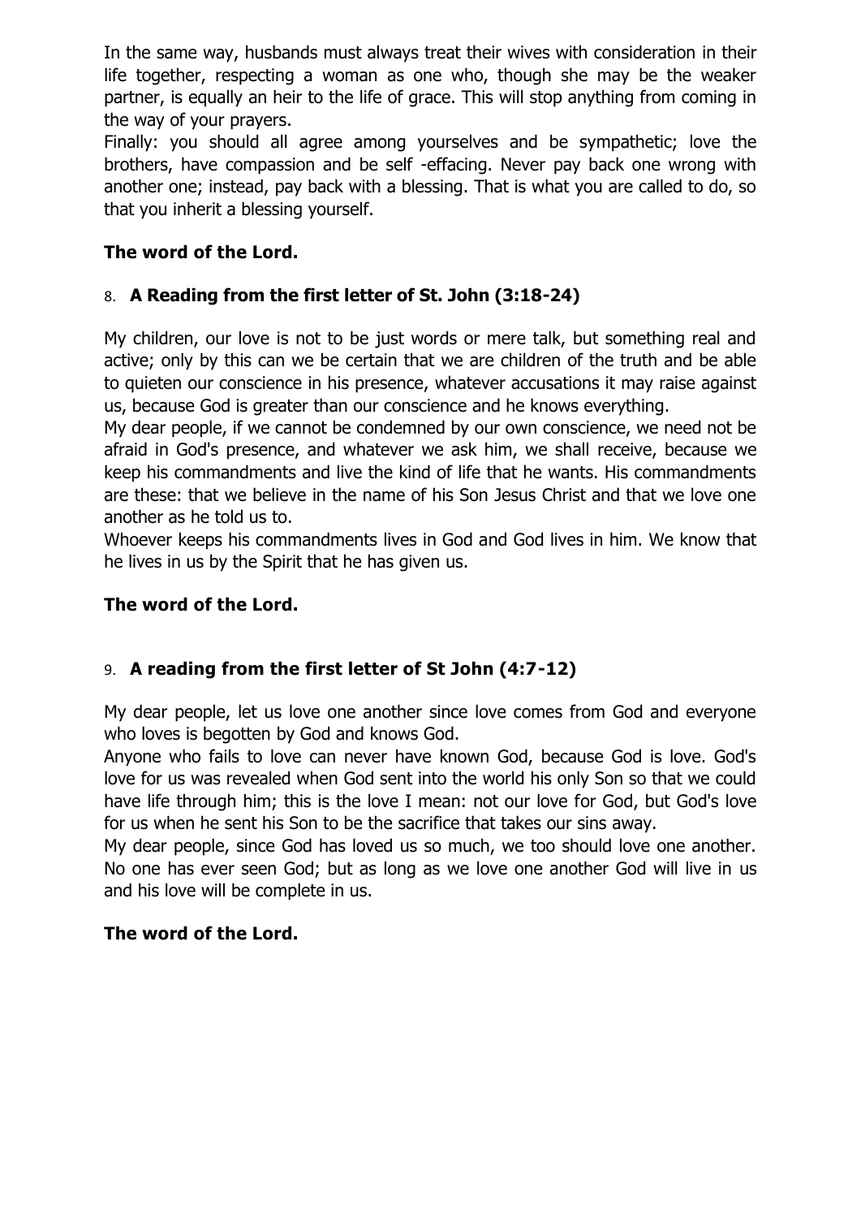In the same way, husbands must always treat their wives with consideration in their life together, respecting a woman as one who, though she may be the weaker partner, is equally an heir to the life of grace. This will stop anything from coming in the way of your prayers.

Finally: you should all agree among yourselves and be sympathetic; love the brothers, have compassion and be self -effacing. Never pay back one wrong with another one; instead, pay back with a blessing. That is what you are called to do, so that you inherit a blessing yourself.

**The word of the Lord.**

8. **A Reading from the first letter of St. John (3:18-24)**

My children, our love is not to be just words or mere talk, but something real and active; only by this can we be certain that we are children of the truth and be able to quieten our conscience in his presence, whatever accusations it may raise against us, because God is greater than our conscience and he knows everything.

My dear people, if we cannot be condemned by our own conscience, we need not be afraid in God's presence, and whatever we ask him, we shall receive, because we keep his commandments and live the kind of life that he wants. His commandments are these: that we believe in the name of his Son Jesus Christ and that we love one another as he told us to.

Whoever keeps his commandments lives in God and God lives in him. We know that he lives in us by the Spirit that he has given us.

**The word of the Lord.**

9. **A reading from the first letter of St John (4:7-12)**

My dear people, let us love one another since love comes from God and everyone who loves is begotten by God and knows God.

Anyone who fails to love can never have known God, because God is love. God's love for us was revealed when God sent into the world his only Son so that we could have life through him; this is the love I mean: not our love for God, but God's love for us when he sent his Son to be the sacrifice that takes our sins away.

My dear people, since God has loved us so much, we too should love one another. No one has ever seen God; but as long as we love one another God will live in us and his love will be complete in us.

**The word of the Lord.**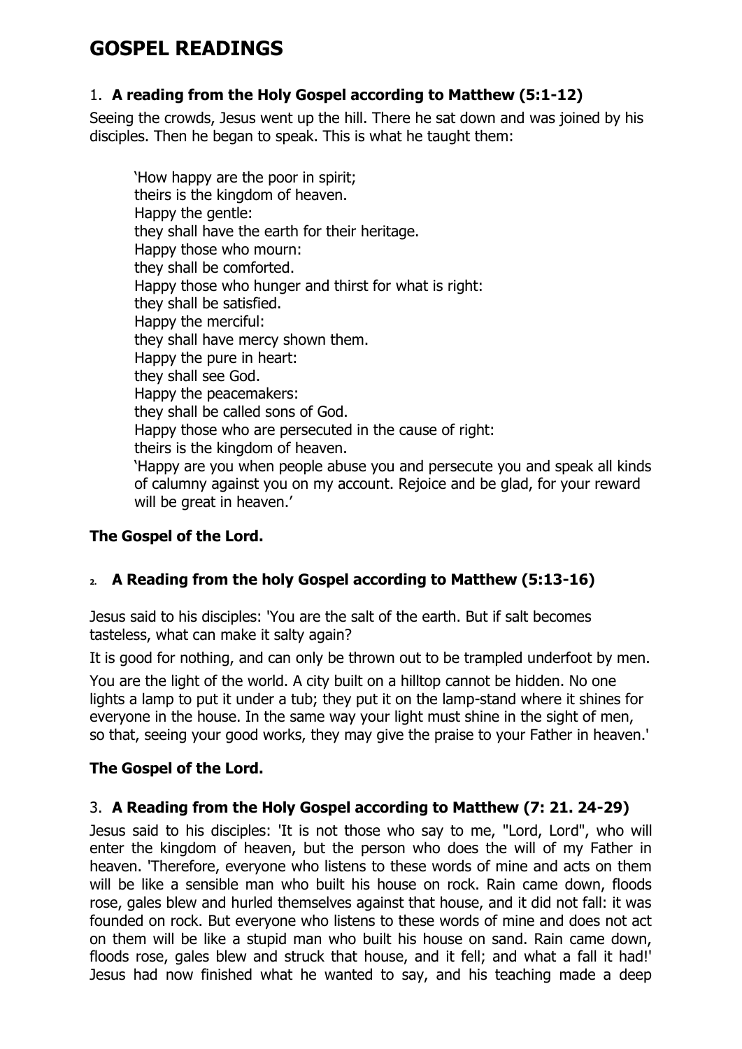# GOSPEL READINGS

1. **A reading from the Holy Gospel according to Matthew (5:1-12)**

Seeing the crowds, Jesus went up the hill. There he sat down and was joined by his disciples. Then he began to speak. This is what he taught them:

> 'How happy are the poor in spirit;
> theirs is the kingdom of heaven.
> Happy the gentle:
> they shall have the earth for their heritage.
> Happy those who mourn:
> they shall be comforted.
> Happy those who hunger and thirst for what is right:
> they shall be satisfied.
> Happy the merciful:
> they shall have mercy shown them.
> Happy the pure in heart:
> they shall see God.
> Happy the peacemakers:
> they shall be called sons of God.
> Happy those who are persecuted in the cause of right:
> theirs is the kingdom of heaven.
> 'Happy are you when people abuse you and persecute you and speak all kinds of calumny against you on my account. Rejoice and be glad, for your reward will be great in heaven.'

**The Gospel of the Lord.**

2. **A Reading from the holy Gospel according to Matthew (5:13-16)**

Jesus said to his disciples: 'You are the salt of the earth. But if salt becomes tasteless, what can make it salty again?

It is good for nothing, and can only be thrown out to be trampled underfoot by men.

You are the light of the world. A city built on a hilltop cannot be hidden. No one lights a lamp to put it under a tub; they put it on the lamp-stand where it shines for everyone in the house. In the same way your light must shine in the sight of men, so that, seeing your good works, they may give the praise to your Father in heaven.'

**The Gospel of the Lord.**

3. **A Reading from the Holy Gospel according to Matthew (7: 21. 24-29)**

Jesus said to his disciples: 'It is not those who say to me, "Lord, Lord", who will enter the kingdom of heaven, but the person who does the will of my Father in heaven. 'Therefore, everyone who listens to these words of mine and acts on them will be like a sensible man who built his house on rock. Rain came down, floods rose, gales blew and hurled themselves against that house, and it did not fall: it was founded on rock. But everyone who listens to these words of mine and does not act on them will be like a stupid man who built his house on sand. Rain came down, floods rose, gales blew and struck that house, and it fell; and what a fall it had!' Jesus had now finished what he wanted to say, and his teaching made a deep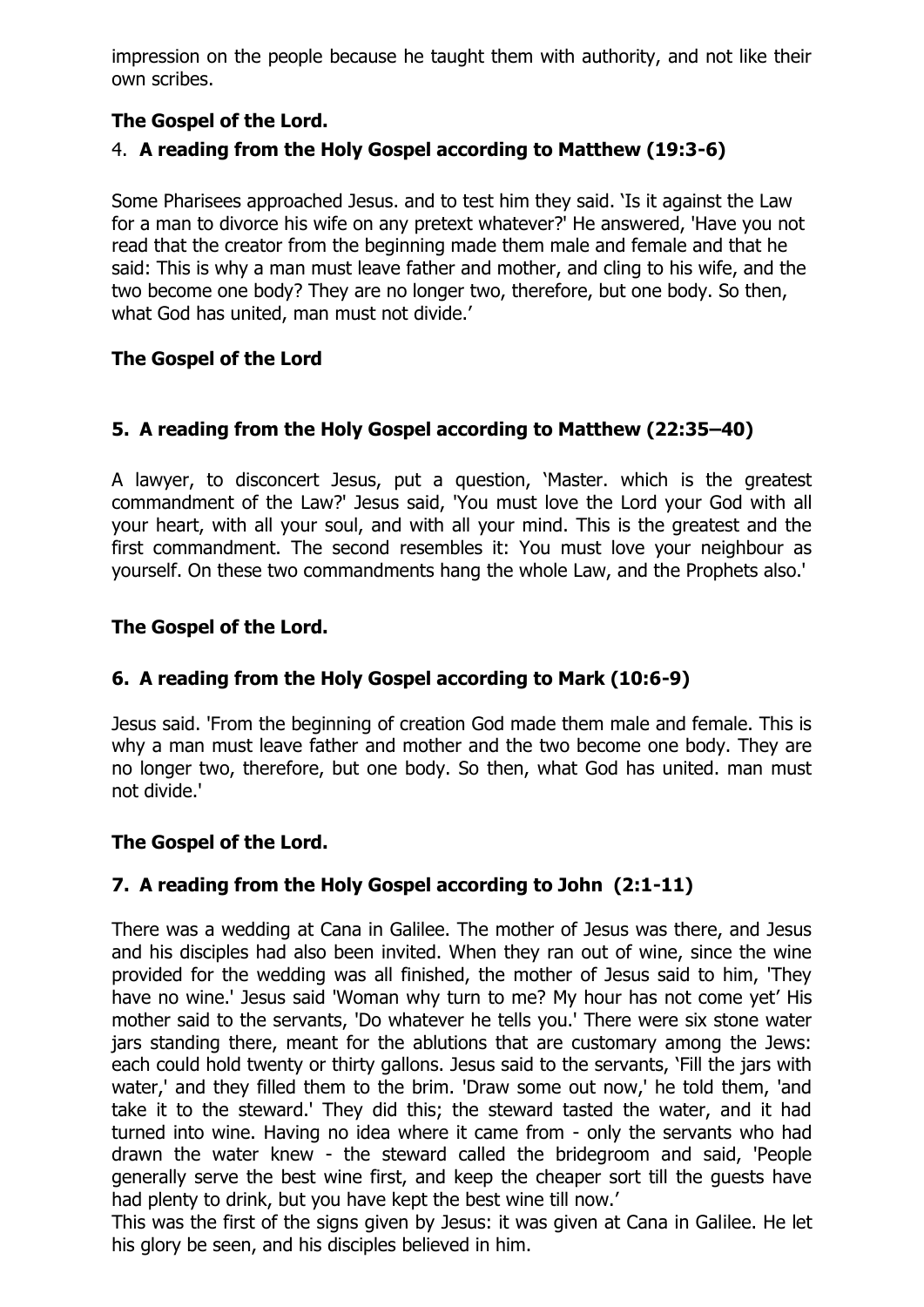impression on the people because he taught them with authority, and not like their own scribes.

**The Gospel of the Lord.**

4. **A reading from the Holy Gospel according to Matthew (19:3-6)**

Some Pharisees approached Jesus. and to test him they said. 'Is it against the Law for a man to divorce his wife on any pretext whatever?' He answered, 'Have you not read that the creator from the beginning made them male and female and that he said: This is why a man must leave father and mother, and cling to his wife, and the two become one body? They are no longer two, therefore, but one body. So then, what God has united, man must not divide.'

**The Gospel of the Lord**

**5. A reading from the Holy Gospel according to Matthew (22:35–40)**

A lawyer, to disconcert Jesus, put a question, 'Master. which is the greatest commandment of the Law?' Jesus said, 'You must love the Lord your God with all your heart, with all your soul, and with all your mind. This is the greatest and the first commandment. The second resembles it: You must love your neighbour as yourself. On these two commandments hang the whole Law, and the Prophets also.'

**The Gospel of the Lord.**

**6. A reading from the Holy Gospel according to Mark (10:6-9)**

Jesus said. 'From the beginning of creation God made them male and female. This is why a man must leave father and mother and the two become one body. They are no longer two, therefore, but one body. So then, what God has united. man must not divide.'

**The Gospel of the Lord.**

**7. A reading from the Holy Gospel according to John (2:1-11)**

There was a wedding at Cana in Galilee. The mother of Jesus was there, and Jesus and his disciples had also been invited. When they ran out of wine, since the wine provided for the wedding was all finished, the mother of Jesus said to him, 'They have no wine.' Jesus said 'Woman why turn to me? My hour has not come yet' His mother said to the servants, 'Do whatever he tells you.' There were six stone water jars standing there, meant for the ablutions that are customary among the Jews: each could hold twenty or thirty gallons. Jesus said to the servants, 'Fill the jars with water,' and they filled them to the brim. 'Draw some out now,' he told them, 'and take it to the steward.' They did this; the steward tasted the water, and it had turned into wine. Having no idea where it came from - only the servants who had drawn the water knew - the steward called the bridegroom and said, 'People generally serve the best wine first, and keep the cheaper sort till the guests have had plenty to drink, but you have kept the best wine till now.'

This was the first of the signs given by Jesus: it was given at Cana in Galilee. He let his glory be seen, and his disciples believed in him.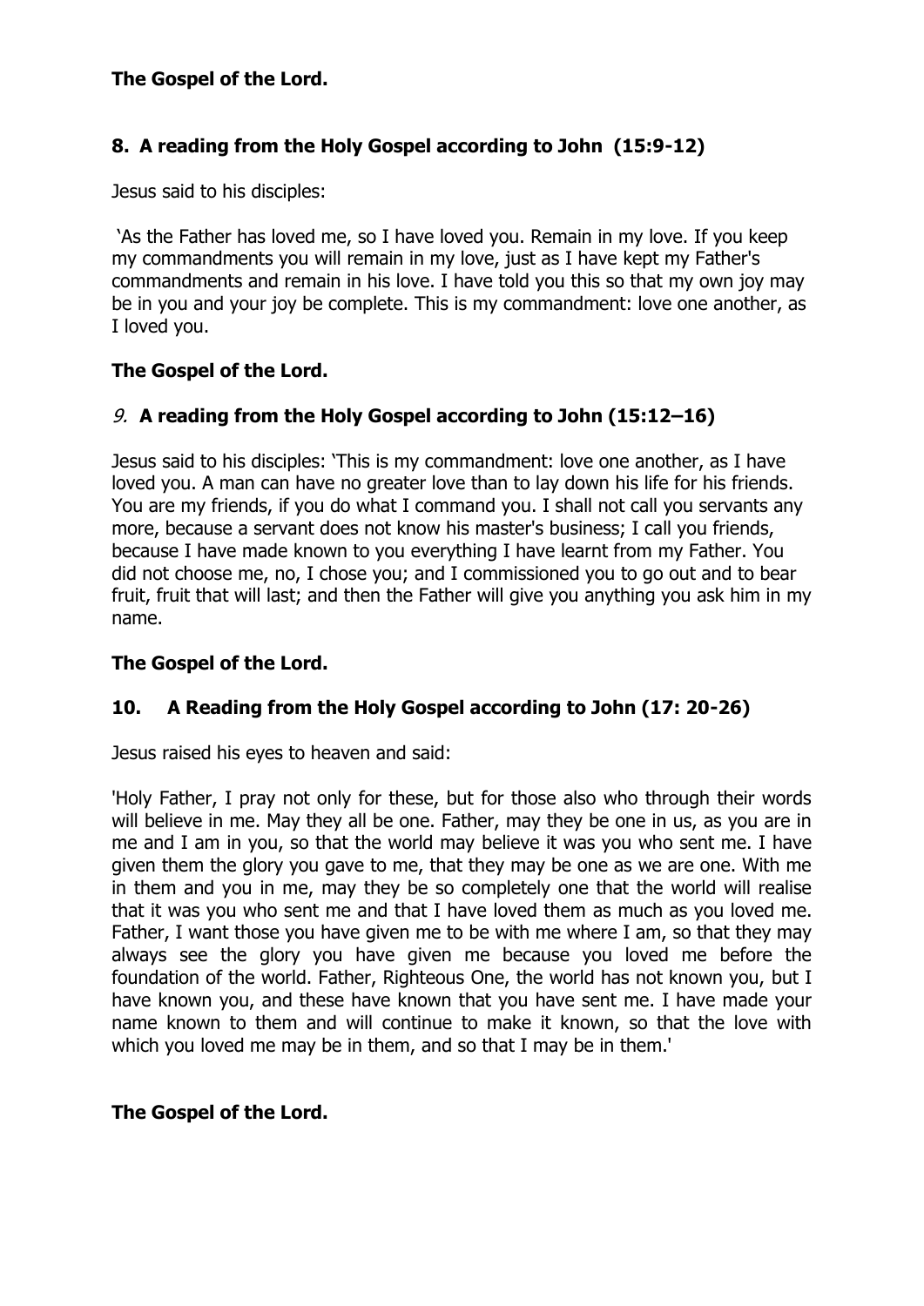**The Gospel of the Lord.**

## 8. A reading from the Holy Gospel according to John (15:9-12)

Jesus said to his disciples:

'As the Father has loved me, so I have loved you. Remain in my love. If you keep my commandments you will remain in my love, just as I have kept my Father's commandments and remain in his love. I have told you this so that my own joy may be in you and your joy be complete. This is my commandment: love one another, as I loved you.

**The Gospel of the Lord.**

## *9.* A reading from the Holy Gospel according to John (15:12–16)

Jesus said to his disciples: 'This is my commandment: love one another, as I have loved you. A man can have no greater love than to lay down his life for his friends. You are my friends, if you do what I command you. I shall not call you servants any more, because a servant does not know his master's business; I call you friends, because I have made known to you everything I have learnt from my Father. You did not choose me, no, I chose you; and I commissioned you to go out and to bear fruit, fruit that will last; and then the Father will give you anything you ask him in my name.

**The Gospel of the Lord.**

## 10. A Reading from the Holy Gospel according to John (17: 20-26)

Jesus raised his eyes to heaven and said:

'Holy Father, I pray not only for these, but for those also who through their words will believe in me. May they all be one. Father, may they be one in us, as you are in me and I am in you, so that the world may believe it was you who sent me. I have given them the glory you gave to me, that they may be one as we are one. With me in them and you in me, may they be so completely one that the world will realise that it was you who sent me and that I have loved them as much as you loved me. Father, I want those you have given me to be with me where I am, so that they may always see the glory you have given me because you loved me before the foundation of the world. Father, Righteous One, the world has not known you, but I have known you, and these have known that you have sent me. I have made your name known to them and will continue to make it known, so that the love with which you loved me may be in them, and so that I may be in them.'

**The Gospel of the Lord.**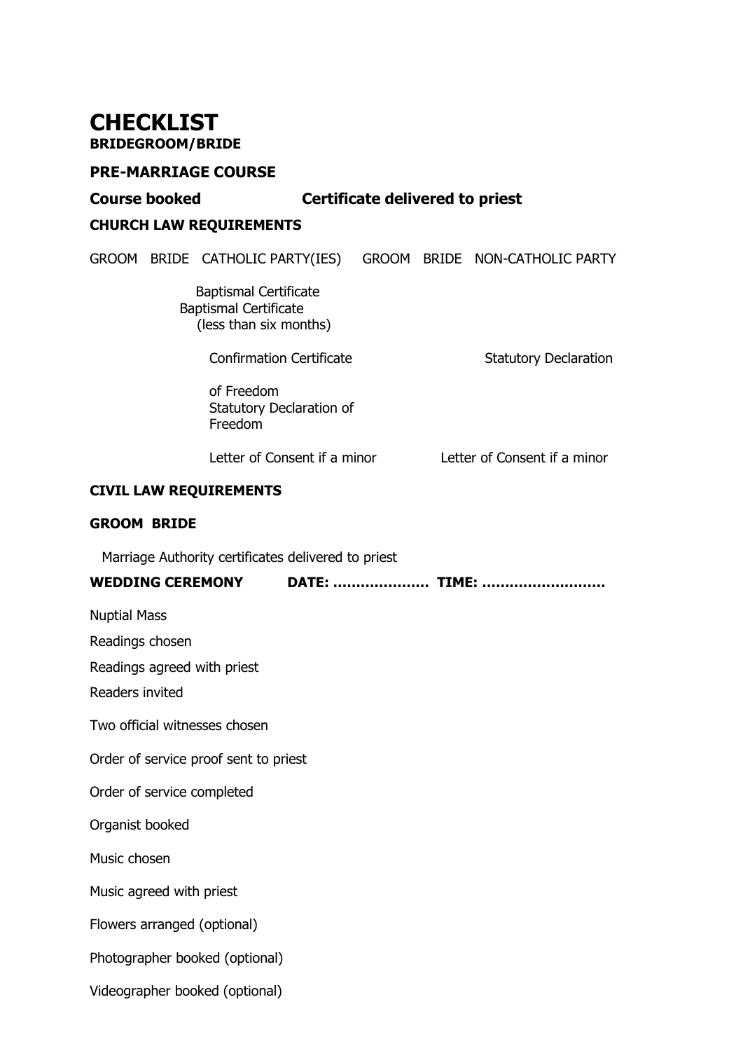# CHECKLIST

**BRIDEGROOM/BRIDE**

**PRE-MARRIAGE COURSE**

**Course booked** **Certificate delivered to priest**

**CHURCH LAW REQUIREMENTS**

GROOM BRIDE CATHOLIC PARTY(IES) GROOM BRIDE NON-CATHOLIC PARTY

Baptismal Certificate
Baptismal Certificate
(less than six months)

Confirmation Certificate Statutory Declaration

of Freedom
Statutory Declaration of
Freedom

Letter of Consent if a minor Letter of Consent if a minor

**CIVIL LAW REQUIREMENTS**

**GROOM BRIDE**

Marriage Authority certificates delivered to priest

**WEDDING CEREMONY DATE: ………………… TIME: ………………………**

Nuptial Mass

Readings chosen

Readings agreed with priest

Readers invited

Two official witnesses chosen

Order of service proof sent to priest

Order of service completed

Organist booked

Music chosen

Music agreed with priest

Flowers arranged (optional)

Photographer booked (optional)

Videographer booked (optional)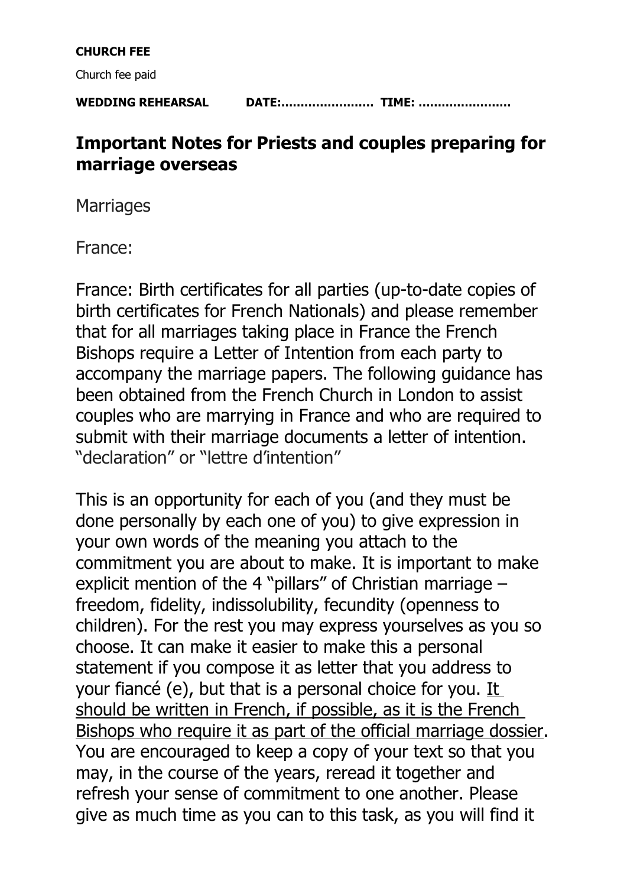**CHURCH FEE**

Church fee paid

**WEDDING REHEARSAL DATE:…………………… TIME: ……………………**

## Important Notes for Priests and couples preparing for marriage overseas

Marriages

France:

France: Birth certificates for all parties (up-to-date copies of birth certificates for French Nationals) and please remember that for all marriages taking place in France the French Bishops require a Letter of Intention from each party to accompany the marriage papers. The following guidance has been obtained from the French Church in London to assist couples who are marrying in France and who are required to submit with their marriage documents a letter of intention. "declaration" or "lettre d'intention"

This is an opportunity for each of you (and they must be done personally by each one of you) to give expression in your own words of the meaning you attach to the commitment you are about to make. It is important to make explicit mention of the 4 "pillars" of Christian marriage – freedom, fidelity, indissolubility, fecundity (openness to children). For the rest you may express yourselves as you so choose. It can make it easier to make this a personal statement if you compose it as letter that you address to your fiancé (e), but that is a personal choice for you. <u>It should be written in French, if possible, as it is the French Bishops who require it as part of the official marriage dossier</u>. You are encouraged to keep a copy of your text so that you may, in the course of the years, reread it together and refresh your sense of commitment to one another. Please give as much time as you can to this task, as you will find it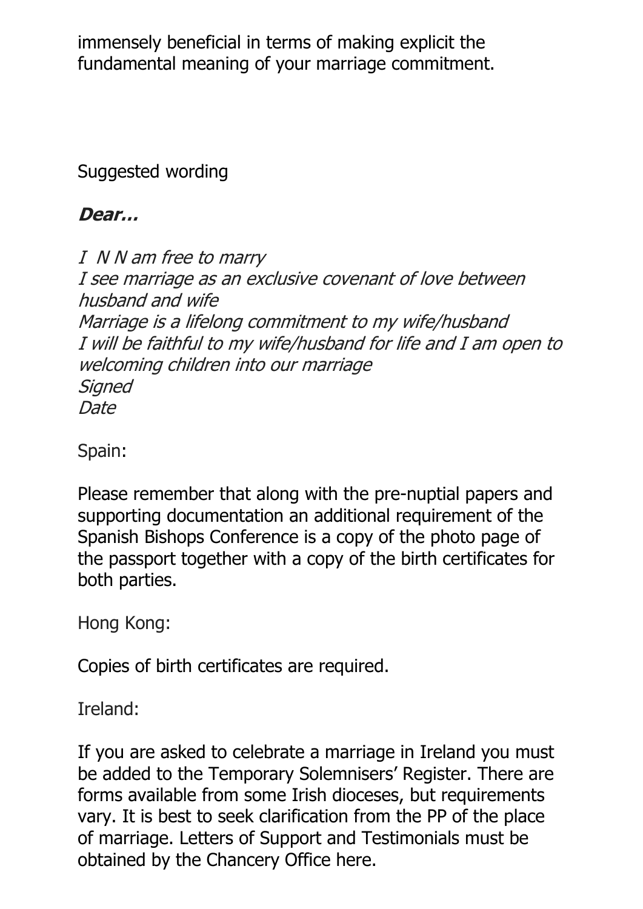immensely beneficial in terms of making explicit the fundamental meaning of your marriage commitment.

Suggested wording

***Dear…***

*I N N am free to marry*  
*I see marriage as an exclusive covenant of love between husband and wife*  
*Marriage is a lifelong commitment to my wife/husband*  
*I will be faithful to my wife/husband for life and I am open to welcoming children into our marriage*  
*Signed*  
*Date*

Spain:

Please remember that along with the pre-nuptial papers and supporting documentation an additional requirement of the Spanish Bishops Conference is a copy of the photo page of the passport together with a copy of the birth certificates for both parties.

Hong Kong:

Copies of birth certificates are required.

Ireland:

If you are asked to celebrate a marriage in Ireland you must be added to the Temporary Solemnisers' Register. There are forms available from some Irish dioceses, but requirements vary. It is best to seek clarification from the PP of the place of marriage. Letters of Support and Testimonials must be obtained by the Chancery Office here.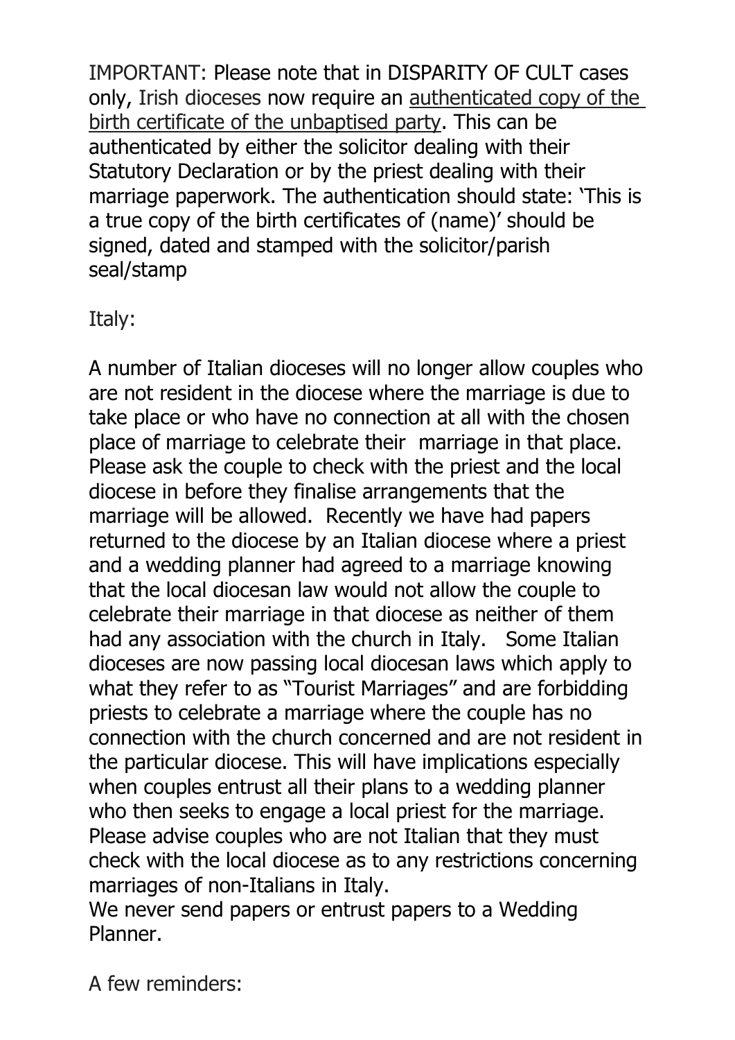IMPORTANT: Please note that in DISPARITY OF CULT cases only, Irish dioceses now require an authenticated copy of the birth certificate of the unbaptised party. This can be authenticated by either the solicitor dealing with their Statutory Declaration or by the priest dealing with their marriage paperwork. The authentication should state: 'This is a true copy of the birth certificates of (name)' should be signed, dated and stamped with the solicitor/parish seal/stamp

Italy:

A number of Italian dioceses will no longer allow couples who are not resident in the diocese where the marriage is due to take place or who have no connection at all with the chosen place of marriage to celebrate their marriage in that place. Please ask the couple to check with the priest and the local diocese in before they finalise arrangements that the marriage will be allowed. Recently we have had papers returned to the diocese by an Italian diocese where a priest and a wedding planner had agreed to a marriage knowing that the local diocesan law would not allow the couple to celebrate their marriage in that diocese as neither of them had any association with the church in Italy. Some Italian dioceses are now passing local diocesan laws which apply to what they refer to as "Tourist Marriages" and are forbidding priests to celebrate a marriage where the couple has no connection with the church concerned and are not resident in the particular diocese. This will have implications especially when couples entrust all their plans to a wedding planner who then seeks to engage a local priest for the marriage. Please advise couples who are not Italian that they must check with the local diocese as to any restrictions concerning marriages of non-Italians in Italy.
We never send papers or entrust papers to a Wedding Planner.

A few reminders: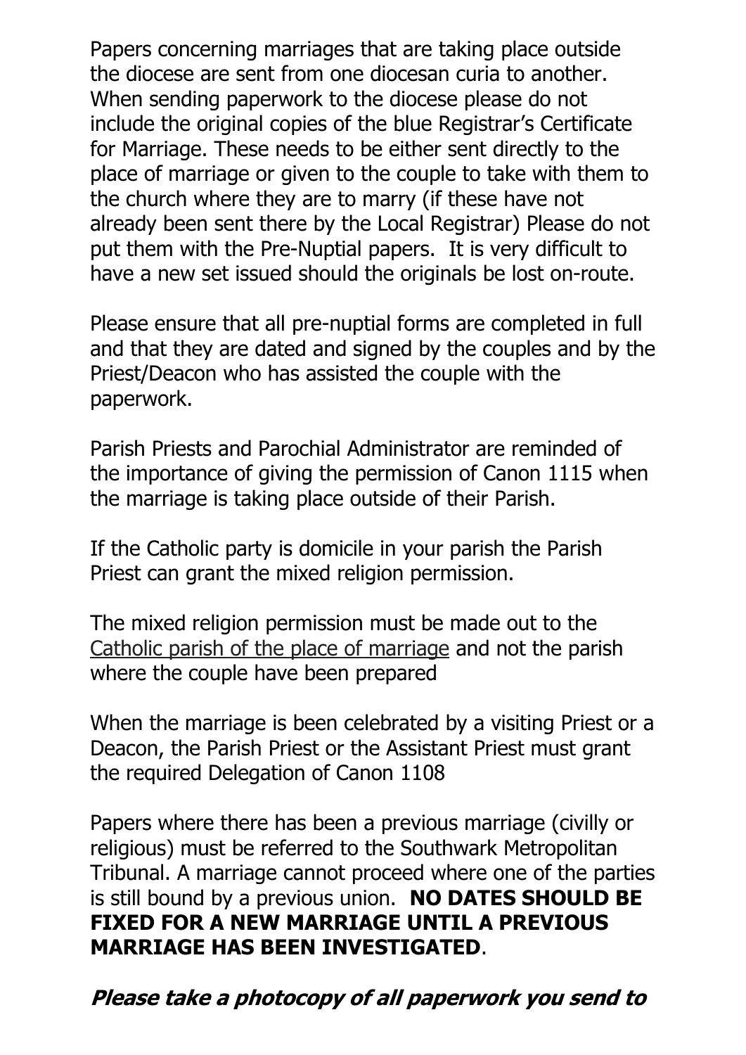Papers concerning marriages that are taking place outside the diocese are sent from one diocesan curia to another. When sending paperwork to the diocese please do not include the original copies of the blue Registrar's Certificate for Marriage. These needs to be either sent directly to the place of marriage or given to the couple to take with them to the church where they are to marry (if these have not already been sent there by the Local Registrar) Please do not put them with the Pre-Nuptial papers. It is very difficult to have a new set issued should the originals be lost on-route.

Please ensure that all pre-nuptial forms are completed in full and that they are dated and signed by the couples and by the Priest/Deacon who has assisted the couple with the paperwork.

Parish Priests and Parochial Administrator are reminded of the importance of giving the permission of Canon 1115 when the marriage is taking place outside of their Parish.

If the Catholic party is domicile in your parish the Parish Priest can grant the mixed religion permission.

The mixed religion permission must be made out to the <u>Catholic parish of the place of marriage</u> and not the parish where the couple have been prepared

When the marriage is been celebrated by a visiting Priest or a Deacon, the Parish Priest or the Assistant Priest must grant the required Delegation of Canon 1108

Papers where there has been a previous marriage (civilly or religious) must be referred to the Southwark Metropolitan Tribunal. A marriage cannot proceed where one of the parties is still bound by a previous union. **NO DATES SHOULD BE FIXED FOR A NEW MARRIAGE UNTIL A PREVIOUS MARRIAGE HAS BEEN INVESTIGATED**.

***Please take a photocopy of all paperwork you send to***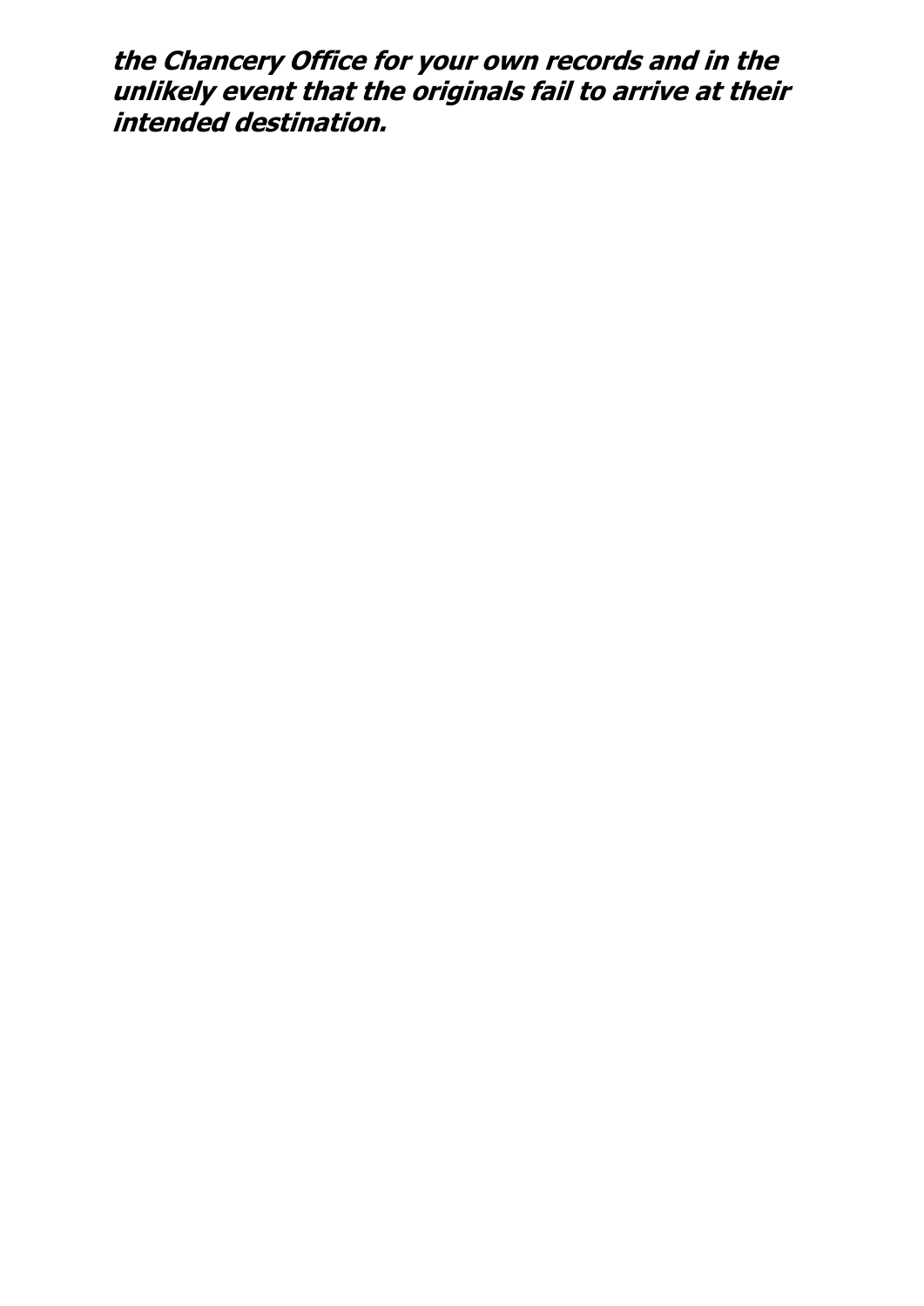***the Chancery Office for your own records and in the unlikely event that the originals fail to arrive at their intended destination.***